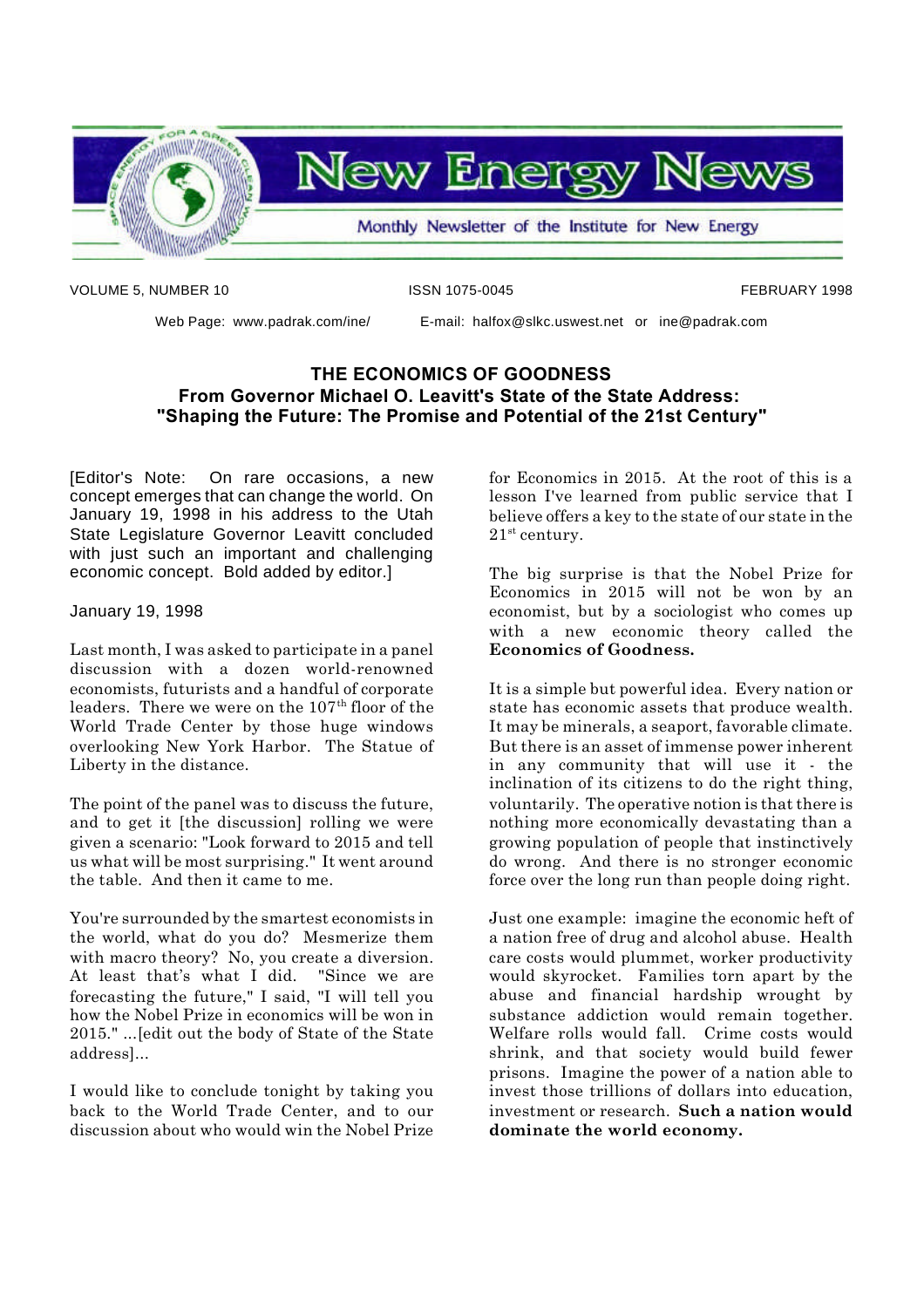# New Energy News

Monthly Newsletter of the Institute for New Energy

VOLUME 5, NUMBER 10 ISSN 1075-0045 FEBRUARY 1998

Web Page: www.padrak.com/ine/ E-mail: halfox@slkc.uswest.net or ine@padrak.com

## THE ECONOMICS OF GOODNESS
### From Governor Michael O. Leavitt's State of the State Address: "Shaping the Future: The Promise and Potential of the 21st Century"

[Editor's Note: On rare occasions, a new concept emerges that can change the world. On January 19, 1998 in his address to the Utah State Legislature Governor Leavitt concluded with just such an important and challenging economic concept. Bold added by editor.]

January 19, 1998

Last month, I was asked to participate in a panel discussion with a dozen world-renowned economists, futurists and a handful of corporate leaders. There we were on the 107th floor of the World Trade Center by those huge windows overlooking New York Harbor. The Statue of Liberty in the distance.

The point of the panel was to discuss the future, and to get it [the discussion] rolling we were given a scenario: "Look forward to 2015 and tell us what will be most surprising." It went around the table. And then it came to me.

You're surrounded by the smartest economists in the world, what do you do? Mesmerize them with macro theory? No, you create a diversion. At least that's what I did. "Since we are forecasting the future," I said, "I will tell you how the Nobel Prize in economics will be won in 2015." ...[edit out the body of State of the State address]...

I would like to conclude tonight by taking you back to the World Trade Center, and to our discussion about who would win the Nobel Prize for Economics in 2015. At the root of this is a lesson I've learned from public service that I believe offers a key to the state of our state in the 21st century.

The big surprise is that the Nobel Prize for Economics in 2015 will not be won by an economist, but by a sociologist who comes up with a new economic theory called the **Economics of Goodness.**

It is a simple but powerful idea. Every nation or state has economic assets that produce wealth. It may be minerals, a seaport, favorable climate. But there is an asset of immense power inherent in any community that will use it - the inclination of its citizens to do the right thing, voluntarily. The operative notion is that there is nothing more economically devastating than a growing population of people that instinctively do wrong. And there is no stronger economic force over the long run than people doing right.

Just one example: imagine the economic heft of a nation free of drug and alcohol abuse. Health care costs would plummet, worker productivity would skyrocket. Families torn apart by the abuse and financial hardship wrought by substance addiction would remain together. Welfare rolls would fall. Crime costs would shrink, and that society would build fewer prisons. Imagine the power of a nation able to invest those trillions of dollars into education, investment or research. **Such a nation would dominate the world economy.**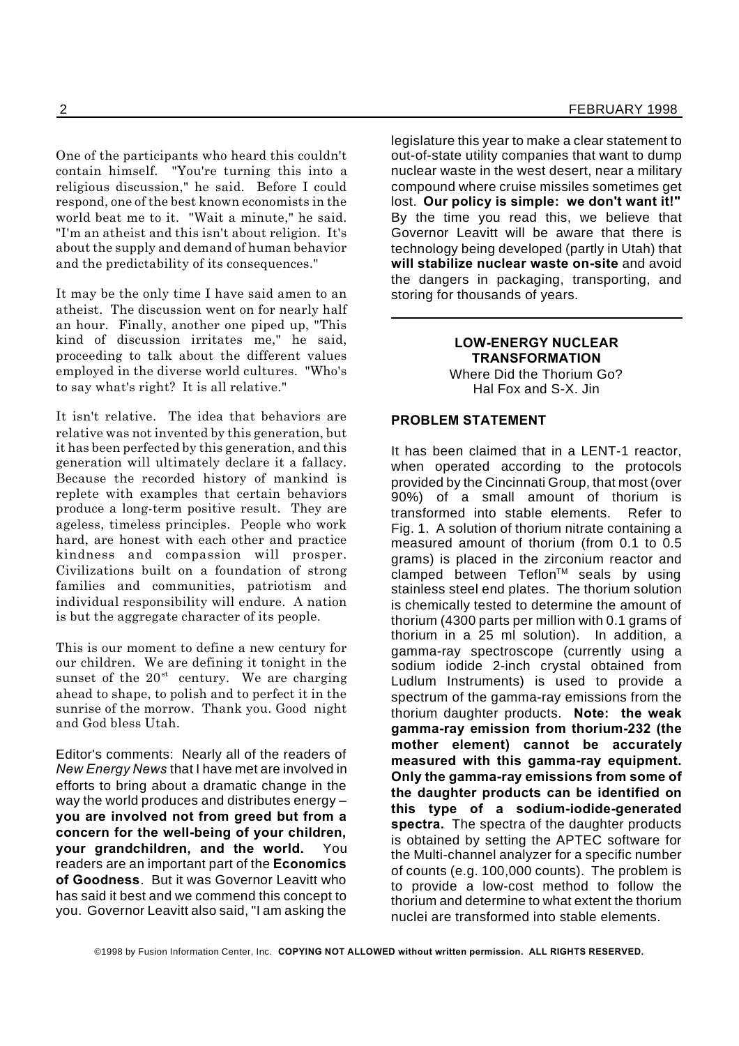One of the participants who heard this couldn't contain himself. "You're turning this into a religious discussion," he said. Before I could respond, one of the best known economists in the world beat me to it. "Wait a minute," he said. "I'm an atheist and this isn't about religion. It's about the supply and demand of human behavior and the predictability of its consequences."

It may be the only time I have said amen to an atheist. The discussion went on for nearly half an hour. Finally, another one piped up, "This kind of discussion irritates me," he said, proceeding to talk about the different values employed in the diverse world cultures. "Who's to say what's right? It is all relative."

It isn't relative. The idea that behaviors are relative was not invented by this generation, but it has been perfected by this generation, and this generation will ultimately declare it a fallacy. Because the recorded history of mankind is replete with examples that certain behaviors produce a long-term positive result. They are ageless, timeless principles. People who work hard, are honest with each other and practice kindness and compassion will prosper. Civilizations built on a foundation of strong families and communities, patriotism and individual responsibility will endure. A nation is but the aggregate character of its people.

This is our moment to define a new century for our children. We are defining it tonight in the sunset of the 20st century. We are charging ahead to shape, to polish and to perfect it in the sunrise of the morrow. Thank you. Good night and God bless Utah.

Editor's comments: Nearly all of the readers of *New Energy News* that I have met are involved in efforts to bring about a dramatic change in the way the world produces and distributes energy – **you are involved not from greed but from a concern for the well-being of your children, your grandchildren, and the world.** You readers are an important part of the **Economics of Goodness**. But it was Governor Leavitt who has said it best and we commend this concept to you. Governor Leavitt also said, "I am asking the legislature this year to make a clear statement to out-of-state utility companies that want to dump nuclear waste in the west desert, near a military compound where cruise missiles sometimes get lost. **Our policy is simple: we don't want it!"** By the time you read this, we believe that Governor Leavitt will be aware that there is technology being developed (partly in Utah) that **will stabilize nuclear waste on-site** and avoid the dangers in packaging, transporting, and storing for thousands of years.

---

## LOW-ENERGY NUCLEAR TRANSFORMATION

Where Did the Thorium Go?
Hal Fox and S-X. Jin

### PROBLEM STATEMENT

It has been claimed that in a LENT-1 reactor, when operated according to the protocols provided by the Cincinnati Group, that most (over 90%) of a small amount of thorium is transformed into stable elements. Refer to Fig. 1. A solution of thorium nitrate containing a measured amount of thorium (from 0.1 to 0.5 grams) is placed in the zirconium reactor and clamped between Teflon™ seals by using stainless steel end plates. The thorium solution is chemically tested to determine the amount of thorium (4300 parts per million with 0.1 grams of thorium in a 25 ml solution). In addition, a gamma-ray spectroscope (currently using a sodium iodide 2-inch crystal obtained from Ludlum Instruments) is used to provide a spectrum of the gamma-ray emissions from the thorium daughter products. **Note: the weak gamma-ray emission from thorium-232 (the mother element) cannot be accurately measured with this gamma-ray equipment. Only the gamma-ray emissions from some of the daughter products can be identified on this type of a sodium-iodide-generated spectra.** The spectra of the daughter products is obtained by setting the APTEC software for the Multi-channel analyzer for a specific number of counts (e.g. 100,000 counts). The problem is to provide a low-cost method to follow the thorium and determine to what extent the thorium nuclei are transformed into stable elements.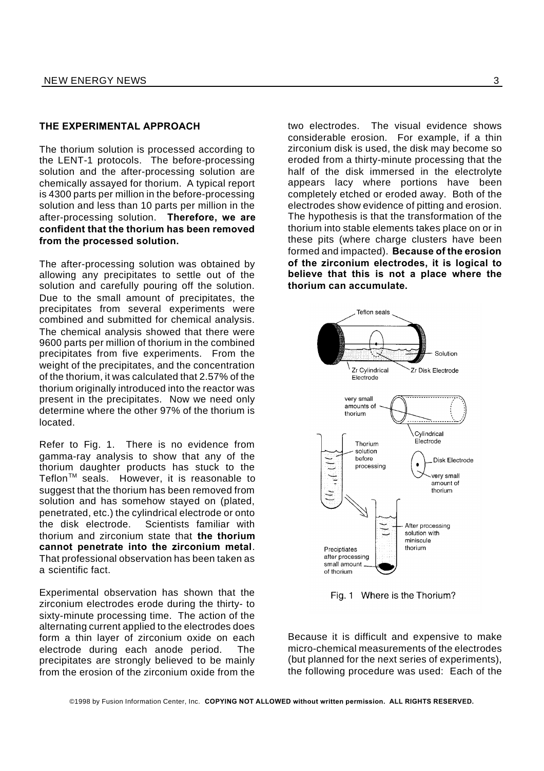## THE EXPERIMENTAL APPROACH

The thorium solution is processed according to the LENT-1 protocols. The before-processing solution and the after-processing solution are chemically assayed for thorium. A typical report is 4300 parts per million in the before-processing solution and less than 10 parts per million in the after-processing solution. **Therefore, we are confident that the thorium has been removed from the processed solution.**

The after-processing solution was obtained by allowing any precipitates to settle out of the solution and carefully pouring off the solution. Due to the small amount of precipitates, the precipitates from several experiments were combined and submitted for chemical analysis. The chemical analysis showed that there were 9600 parts per million of thorium in the combined precipitates from five experiments. From the weight of the precipitates, and the concentration of the thorium, it was calculated that 2.57% of the thorium originally introduced into the reactor was present in the precipitates. Now we need only determine where the other 97% of the thorium is located.

Refer to Fig. 1. There is no evidence from gamma-ray analysis to show that any of the thorium daughter products has stuck to the Teflon™ seals. However, it is reasonable to suggest that the thorium has been removed from solution and has somehow stayed on (plated, penetrated, etc.) the cylindrical electrode or onto the disk electrode. Scientists familiar with thorium and zirconium state that **the thorium cannot penetrate into the zirconium metal**. That professional observation has been taken as a scientific fact.

Experimental observation has shown that the zirconium electrodes erode during the thirty- to sixty-minute processing time. The action of the alternating current applied to the electrodes does form a thin layer of zirconium oxide on each electrode during each anode period. The precipitates are strongly believed to be mainly from the erosion of the zirconium oxide from the two electrodes. The visual evidence shows considerable erosion. For example, if a thin zirconium disk is used, the disk may become so eroded from a thirty-minute processing that the half of the disk immersed in the electrolyte appears lacy where portions have been completely etched or eroded away. Both of the electrodes show evidence of pitting and erosion. The hypothesis is that the transformation of the thorium into stable elements takes place on or in these pits (where charge clusters have been formed and impacted). **Because of the erosion of the zirconium electrodes, it is logical to believe that this is not a place where the thorium can accumulate.**

Fig. 1 Where is the Thorium?

Because it is difficult and expensive to make micro-chemical measurements of the electrodes (but planned for the next series of experiments), the following procedure was used: Each of the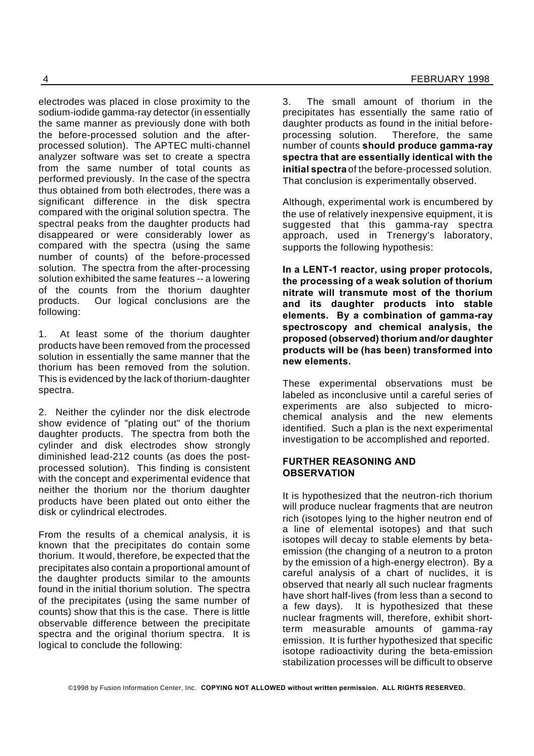electrodes was placed in close proximity to the sodium-iodide gamma-ray detector (in essentially the same manner as previously done with both the before-processed solution and the after-processed solution). The APTEC multi-channel analyzer software was set to create a spectra from the same number of total counts as performed previously. In the case of the spectra thus obtained from both electrodes, there was a significant difference in the disk spectra compared with the original solution spectra. The spectral peaks from the daughter products had disappeared or were considerably lower as compared with the spectra (using the same number of counts) of the before-processed solution. The spectra from the after-processing solution exhibited the same features -- a lowering of the counts from the thorium daughter products. Our logical conclusions are the following:

1. At least some of the thorium daughter products have been removed from the processed solution in essentially the same manner that the thorium has been removed from the solution. This is evidenced by the lack of thorium-daughter spectra.

2. Neither the cylinder nor the disk electrode show evidence of "plating out" of the thorium daughter products. The spectra from both the cylinder and disk electrodes show strongly diminished lead-212 counts (as does the post-processed solution). This finding is consistent with the concept and experimental evidence that neither the thorium nor the thorium daughter products have been plated out onto either the disk or cylindrical electrodes.

From the results of a chemical analysis, it is known that the precipitates do contain some thorium. It would, therefore, be expected that the precipitates also contain a proportional amount of the daughter products similar to the amounts found in the initial thorium solution. The spectra of the precipitates (using the same number of counts) show that this is the case. There is little observable difference between the precipitate spectra and the original thorium spectra. It is logical to conclude the following:

3. The small amount of thorium in the precipitates has essentially the same ratio of daughter products as found in the initial before-processing solution. Therefore, the same number of counts **should produce gamma-ray spectra that are essentially identical with the initial spectra** of the before-processed solution. That conclusion is experimentally observed.

Although, experimental work is encumbered by the use of relatively inexpensive equipment, it is suggested that this gamma-ray spectra approach, used in Trenergy's laboratory, supports the following hypothesis:

**In a LENT-1 reactor, using proper protocols, the processing of a weak solution of thorium nitrate will transmute most of the thorium and its daughter products into stable elements. By a combination of gamma-ray spectroscopy and chemical analysis, the proposed (observed) thorium and/or daughter products will be (has been) transformed into new elements.**

These experimental observations must be labeled as inconclusive until a careful series of experiments are also subjected to micro-chemical analysis and the new elements identified. Such a plan is the next experimental investigation to be accomplished and reported.

## FURTHER REASONING AND OBSERVATION

It is hypothesized that the neutron-rich thorium will produce nuclear fragments that are neutron rich (isotopes lying to the higher neutron end of a line of elemental isotopes) and that such isotopes will decay to stable elements by beta-emission (the changing of a neutron to a proton by the emission of a high-energy electron). By a careful analysis of a chart of nuclides, it is observed that nearly all such nuclear fragments have short half-lives (from less than a second to a few days). It is hypothesized that these nuclear fragments will, therefore, exhibit short-term measurable amounts of gamma-ray emission. It is further hypothesized that specific isotope radioactivity during the beta-emission stabilization processes will be difficult to observe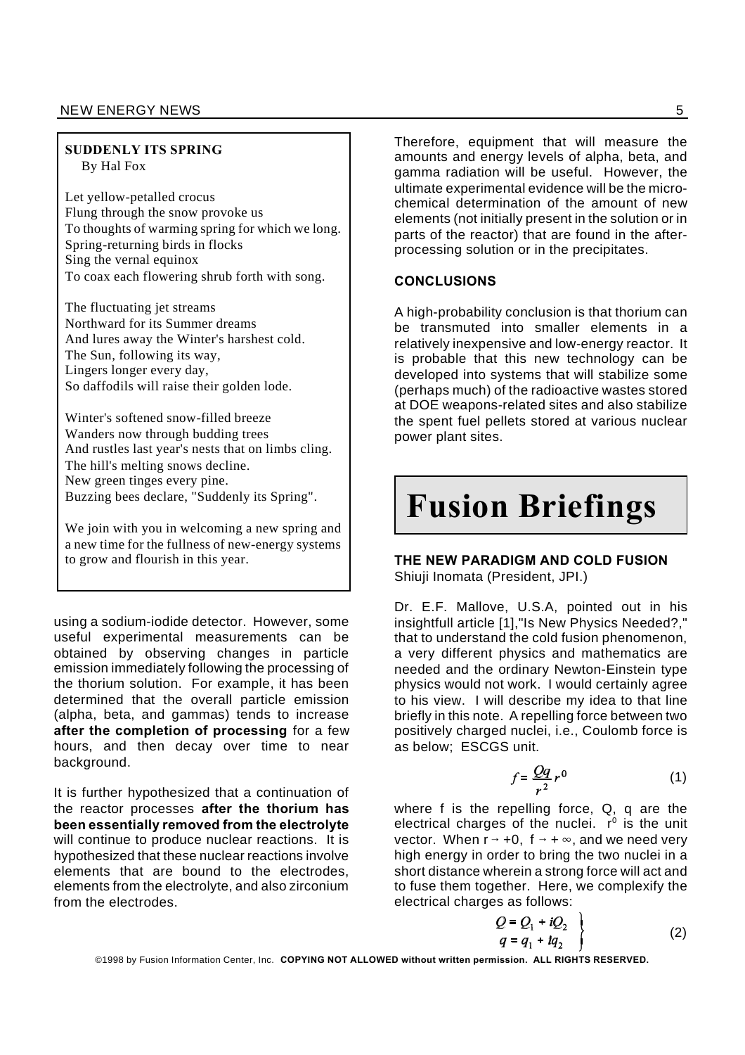**SUDDENLY ITS SPRING**
By Hal Fox

Let yellow-petalled crocus
Flung through the snow provoke us
To thoughts of warming spring for which we long.
Spring-returning birds in flocks
Sing the vernal equinox
To coax each flowering shrub forth with song.

The fluctuating jet streams
Northward for its Summer dreams
And lures away the Winter's harshest cold.
The Sun, following its way,
Lingers longer every day,
So daffodils will raise their golden lode.

Winter's softened snow-filled breeze
Wanders now through budding trees
And rustles last year's nests that on limbs cling.
The hill's melting snows decline.
New green tinges every pine.
Buzzing bees declare, "Suddenly its Spring".

We join with you in welcoming a new spring and a new time for the fullness of new-energy systems to grow and flourish in this year.

using a sodium-iodide detector. However, some useful experimental measurements can be obtained by observing changes in particle emission immediately following the processing of the thorium solution. For example, it has been determined that the overall particle emission (alpha, beta, and gammas) tends to increase **after the completion of processing** for a few hours, and then decay over time to near background.

It is further hypothesized that a continuation of the reactor processes **after the thorium has been essentially removed from the electrolyte** will continue to produce nuclear reactions. It is hypothesized that these nuclear reactions involve elements that are bound to the electrodes, elements from the electrolyte, and also zirconium from the electrodes.

Therefore, equipment that will measure the amounts and energy levels of alpha, beta, and gamma radiation will be useful. However, the ultimate experimental evidence will be the micro-chemical determination of the amount of new elements (not initially present in the solution or in parts of the reactor) that are found in the after-processing solution or in the precipitates.

### CONCLUSIONS

A high-probability conclusion is that thorium can be transmuted into smaller elements in a relatively inexpensive and low-energy reactor. It is probable that this new technology can be developed into systems that will stabilize some (perhaps much) of the radioactive wastes stored at DOE weapons-related sites and also stabilize the spent fuel pellets stored at various nuclear power plant sites.

# Fusion Briefings

### THE NEW PARADIGM AND COLD FUSION

Shiuji Inomata (President, JPI.)

Dr. E.F. Mallove, U.S.A, pointed out in his insightfull article [1],"Is New Physics Needed?," that to understand the cold fusion phenomenon, a very different physics and mathematics are needed and the ordinary Newton-Einstein type physics would not work. I would certainly agree to his view. I will describe my idea to that line briefly in this note. A repelling force between two positively charged nuclei, i.e., Coulomb force is as below; ESCGS unit.

$$f = \frac{Qq}{r^2} r^0 \tag{1}$$

where f is the repelling force, Q, q are the electrical charges of the nuclei. $r^0$ is the unit vector. When $r \to +0$, $f \to +\infty$, and we need very high energy in order to bring the two nuclei in a short distance wherein a strong force will act and to fuse them together. Here, we complexify the electrical charges as follows:

$$\left.\begin{aligned} Q &= Q_1 + iQ_2 \\ q &= q_1 + iq_2 \end{aligned}\right\} \tag{2}$$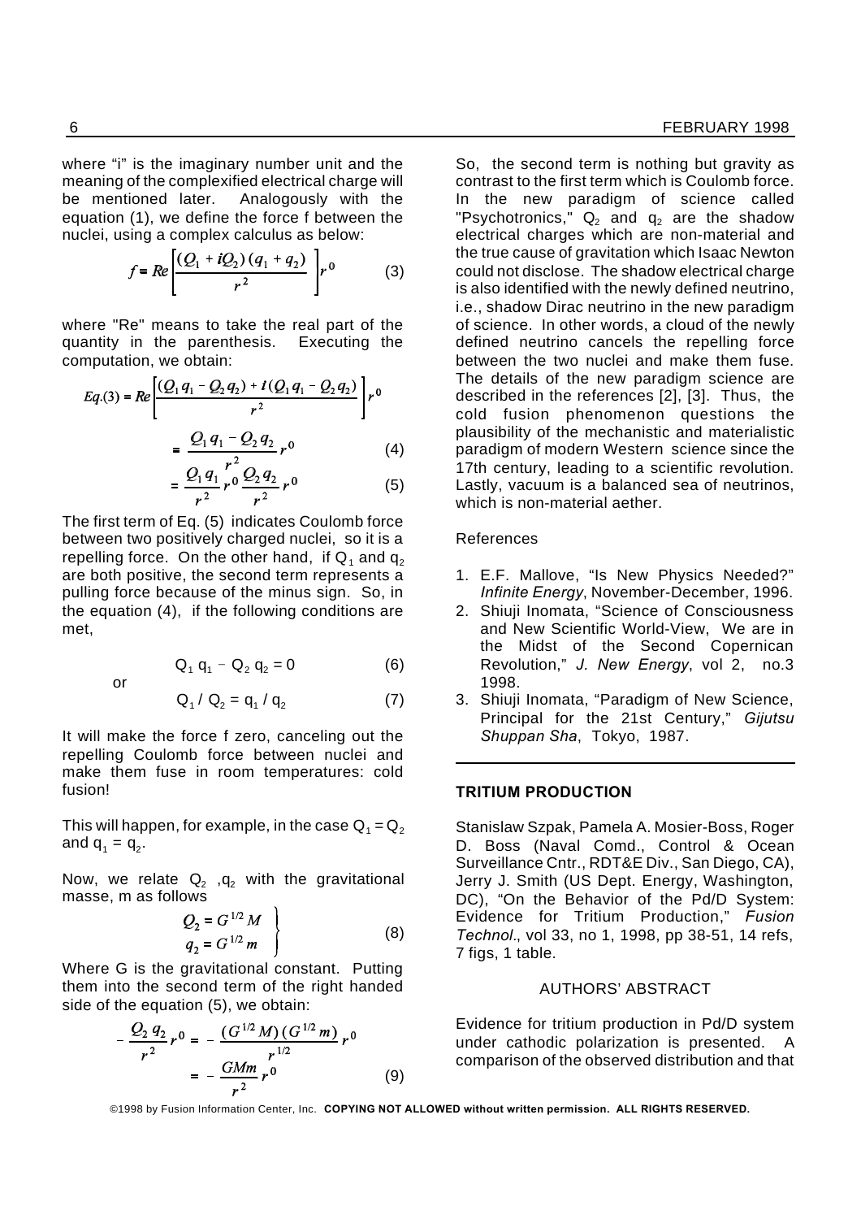where "i" is the imaginary number unit and the meaning of the complexified electrical charge will be mentioned later. Analogously with the equation (1), we define the force f between the nuclei, using a complex calculus as below:

$$f = Re\left[\frac{(Q_1 + iQ_2)(q_1 + q_2)}{r^2}\right] r^0 \qquad (3)$$

where "Re" means to take the real part of the quantity in the parenthesis. Executing the computation, we obtain:

$$Eq.(3) = Re\left[\frac{(Q_1 q_1 - Q_2 q_2) + i(Q_1 q_1 - Q_2 q_2)}{r^2}\right] r^0$$

$$= \frac{Q_1 q_1 - Q_2 q_2}{r^2} r^0 \qquad (4)$$

$$= \frac{Q_1 q_1}{r^2} r^0 \frac{Q_2 q_2}{r^2} r^0 \qquad (5)$$

The first term of Eq. (5) indicates Coulomb force between two positively charged nuclei, so it is a repelling force. On the other hand, if $Q_1$ and $q_2$ are both positive, the second term represents a pulling force because of the minus sign. So, in the equation (4), if the following conditions are met,

$$Q_1 q_1 - Q_2 q_2 = 0 \qquad (6)$$

or

$$Q_1 / Q_2 = q_1 / q_2 \qquad (7)$$

It will make the force f zero, canceling out the repelling Coulomb force between nuclei and make them fuse in room temperatures: cold fusion!

This will happen, for example, in the case $Q_1 = Q_2$ and $q_1 = q_2$.

Now, we relate $Q_2$ ,$q_2$ with the gravitational masse, m as follows

$$\left.\begin{aligned} Q_2 &= G^{1/2} M \\ q_2 &= G^{1/2} m \end{aligned}\right\} \qquad (8)$$

Where G is the gravitational constant. Putting them into the second term of the right handed side of the equation (5), we obtain:

$$-\frac{Q_2 q_2}{r^2} r^0 = -\frac{(G^{1/2} M)(G^{1/2} m)}{r^{1/2}} r^0$$

$$= -\frac{GMm}{r^2} r^0 \qquad (9)$$

So, the second term is nothing but gravity as contrast to the first term which is Coulomb force. In the new paradigm of science called "Psychotronics," $Q_2$ and $q_2$ are the shadow electrical charges which are non-material and the true cause of gravitation which Isaac Newton could not disclose. The shadow electrical charge is also identified with the newly defined neutrino, i.e., shadow Dirac neutrino in the new paradigm of science. In other words, a cloud of the newly defined neutrino cancels the repelling force between the two nuclei and make them fuse. The details of the new paradigm science are described in the references [2], [3]. Thus, the cold fusion phenomenon questions the plausibility of the mechanistic and materialistic paradigm of modern Western science since the 17th century, leading to a scientific revolution. Lastly, vacuum is a balanced sea of neutrinos, which is non-material aether.

References

1. E.F. Mallove, "Is New Physics Needed?" *Infinite Energy*, November-December, 1996.
2. Shiuji Inomata, "Science of Consciousness and New Scientific World-View, We are in the Midst of the Second Copernican Revolution," *J. New Energy*, vol 2, no.3 1998.
3. Shiuji Inomata, "Paradigm of New Science, Principal for the 21st Century," *Gijutsu Shuppan Sha*, Tokyo, 1987.

---

## TRITIUM PRODUCTION

Stanislaw Szpak, Pamela A. Mosier-Boss, Roger D. Boss (Naval Comd., Control & Ocean Surveillance Cntr., RDT&E Div., San Diego, CA), Jerry J. Smith (US Dept. Energy, Washington, DC), "On the Behavior of the Pd/D System: Evidence for Tritium Production," *Fusion Technol.*, vol 33, no 1, 1998, pp 38-51, 14 refs, 7 figs, 1 table.

AUTHORS' ABSTRACT

Evidence for tritium production in Pd/D system under cathodic polarization is presented. A comparison of the observed distribution and that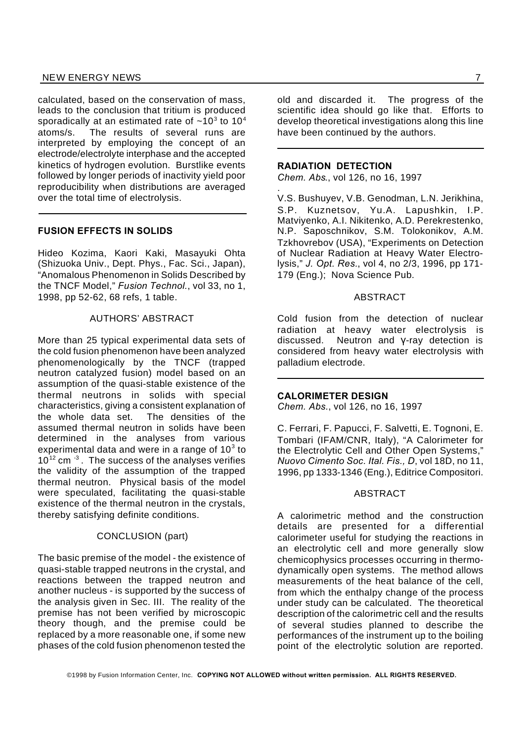calculated, based on the conservation of mass, leads to the conclusion that tritium is produced sporadically at an estimated rate of $\sim 10^3$ to $10^4$ atoms/s. The results of several runs are interpreted by employing the concept of an electrode/electrolyte interphase and the accepted kinetics of hydrogen evolution. Burstlike events followed by longer periods of inactivity yield poor reproducibility when distributions are averaged over the total time of electrolysis.

---

### FUSION EFFECTS IN SOLIDS

Hideo Kozima, Kaori Kaki, Masayuki Ohta (Shizuoka Univ., Dept. Phys., Fac. Sci., Japan), "Anomalous Phenomenon in Solids Described by the TNCF Model," *Fusion Technol.*, vol 33, no 1, 1998, pp 52-62, 68 refs, 1 table.

AUTHORS' ABSTRACT

More than 25 typical experimental data sets of the cold fusion phenomenon have been analyzed phenomenologically by the TNCF (trapped neutron catalyzed fusion) model based on an assumption of the quasi-stable existence of the thermal neutrons in solids with special characteristics, giving a consistent explanation of the whole data set. The densities of the assumed thermal neutron in solids have been determined in the analyses from various experimental data and were in a range of $10^3$ to $10^{12}$ cm $^{-3}$. The success of the analyses verifies the validity of the assumption of the trapped thermal neutron. Physical basis of the model were speculated, facilitating the quasi-stable existence of the thermal neutron in the crystals, thereby satisfying definite conditions.

CONCLUSION (part)

The basic premise of the model - the existence of quasi-stable trapped neutrons in the crystal, and reactions between the trapped neutron and another nucleus - is supported by the success of the analysis given in Sec. III. The reality of the premise has not been verified by microscopic theory though, and the premise could be replaced by a more reasonable one, if some new phases of the cold fusion phenomenon tested the old and discarded it. The progress of the scientific idea should go like that. Efforts to develop theoretical investigations along this line have been continued by the authors.

---

### RADIATION DETECTION

*Chem. Abs.*, vol 126, no 16, 1997

V.S. Bushuyev, V.B. Genodman, L.N. Jerikhina, S.P. Kuznetsov, Yu.A. Lapushkin, I.P. Matviyenko, A.I. Nikitenko, A.D. Perekrestenko, N.P. Saposchnikov, S.M. Tolokonikov, A.M. Tzkhovrebov (USA), "Experiments on Detection of Nuclear Radiation at Heavy Water Electrolysis," *J. Opt. Res.*, vol 4, no 2/3, 1996, pp 171-179 (Eng.); Nova Science Pub.

ABSTRACT

Cold fusion from the detection of nuclear radiation at heavy water electrolysis is discussed. Neutron and γ-ray detection is considered from heavy water electrolysis with palladium electrode.

---

### CALORIMETER DESIGN

*Chem. Abs.*, vol 126, no 16, 1997

C. Ferrari, F. Papucci, F. Salvetti, E. Tognoni, E. Tombari (IFAM/CNR, Italy), "A Calorimeter for the Electrolytic Cell and Other Open Systems," *Nuovo Cimento Soc. Ital. Fis., D*, vol 18D, no 11, 1996, pp 1333-1346 (Eng.), Editrice Compositori.

ABSTRACT

A calorimetric method and the construction details are presented for a differential calorimeter useful for studying the reactions in an electrolytic cell and more generally slow chemicophysics processes occurring in thermodynamically open systems. The method allows measurements of the heat balance of the cell, from which the enthalpy change of the process under study can be calculated. The theoretical description of the calorimetric cell and the results of several studies planned to describe the performances of the instrument up to the boiling point of the electrolytic solution are reported.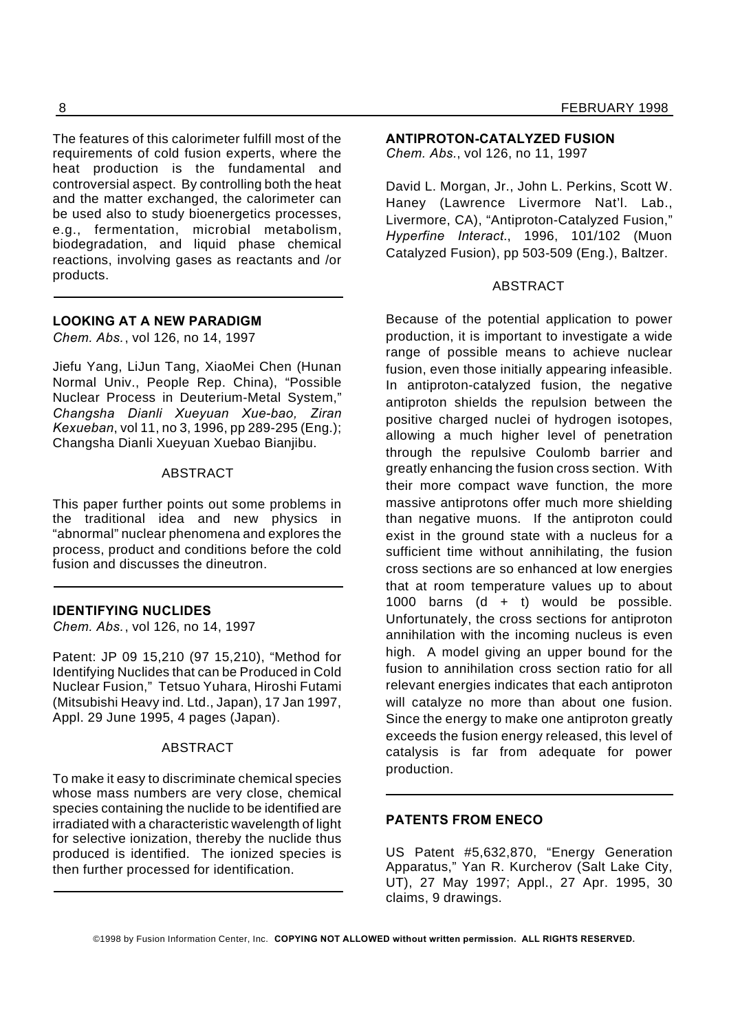The features of this calorimeter fulfill most of the requirements of cold fusion experts, where the heat production is the fundamental and controversial aspect. By controlling both the heat and the matter exchanged, the calorimeter can be used also to study bioenergetics processes, e.g., fermentation, microbial metabolism, biodegradation, and liquid phase chemical reactions, involving gases as reactants and /or products.

---

### LOOKING AT A NEW PARADIGM

*Chem. Abs.*, vol 126, no 14, 1997

Jiefu Yang, LiJun Tang, XiaoMei Chen (Hunan Normal Univ., People Rep. China), "Possible Nuclear Process in Deuterium-Metal System," *Changsha Dianli Xueyuan Xue-bao, Ziran Kexueban*, vol 11, no 3, 1996, pp 289-295 (Eng.); Changsha Dianli Xueyuan Xuebao Bianjibu.

ABSTRACT

This paper further points out some problems in the traditional idea and new physics in "abnormal" nuclear phenomena and explores the process, product and conditions before the cold fusion and discusses the dineutron.

---

### IDENTIFYING NUCLIDES

*Chem. Abs.*, vol 126, no 14, 1997

Patent: JP 09 15,210 (97 15,210), "Method for Identifying Nuclides that can be Produced in Cold Nuclear Fusion," Tetsuo Yuhara, Hiroshi Futami (Mitsubishi Heavy ind. Ltd., Japan), 17 Jan 1997, Appl. 29 June 1995, 4 pages (Japan).

ABSTRACT

To make it easy to discriminate chemical species whose mass numbers are very close, chemical species containing the nuclide to be identified are irradiated with a characteristic wavelength of light for selective ionization, thereby the nuclide thus produced is identified. The ionized species is then further processed for identification.

---

### ANTIPROTON-CATALYZED FUSION

*Chem. Abs.*, vol 126, no 11, 1997

David L. Morgan, Jr., John L. Perkins, Scott W. Haney (Lawrence Livermore Nat'l. Lab., Livermore, CA), "Antiproton-Catalyzed Fusion," *Hyperfine Interact.*, 1996, 101/102 (Muon Catalyzed Fusion), pp 503-509 (Eng.), Baltzer.

ABSTRACT

Because of the potential application to power production, it is important to investigate a wide range of possible means to achieve nuclear fusion, even those initially appearing infeasible. In antiproton-catalyzed fusion, the negative antiproton shields the repulsion between the positive charged nuclei of hydrogen isotopes, allowing a much higher level of penetration through the repulsive Coulomb barrier and greatly enhancing the fusion cross section. With their more compact wave function, the more massive antiprotons offer much more shielding than negative muons. If the antiproton could exist in the ground state with a nucleus for a sufficient time without annihilating, the fusion cross sections are so enhanced at low energies that at room temperature values up to about 1000 barns (d + t) would be possible. Unfortunately, the cross sections for antiproton annihilation with the incoming nucleus is even high. A model giving an upper bound for the fusion to annihilation cross section ratio for all relevant energies indicates that each antiproton will catalyze no more than about one fusion. Since the energy to make one antiproton greatly exceeds the fusion energy released, this level of catalysis is far from adequate for power production.

---

### PATENTS FROM ENECO

US Patent #5,632,870, "Energy Generation Apparatus," Yan R. Kurcherov (Salt Lake City, UT), 27 May 1997; Appl., 27 Apr. 1995, 30 claims, 9 drawings.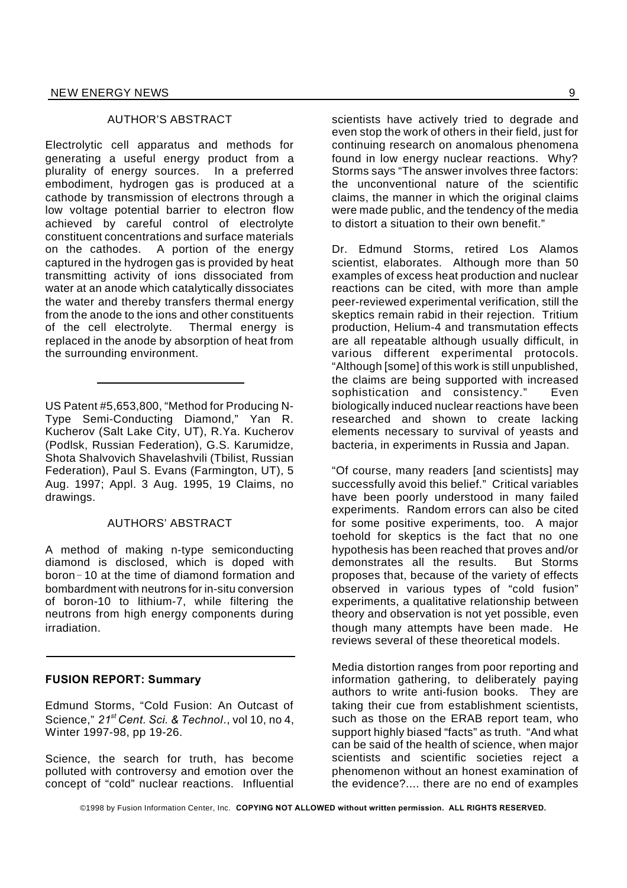### AUTHOR'S ABSTRACT

Electrolytic cell apparatus and methods for generating a useful energy product from a plurality of energy sources. In a preferred embodiment, hydrogen gas is produced at a cathode by transmission of electrons through a low voltage potential barrier to electron flow achieved by careful control of electrolyte constituent concentrations and surface materials on the cathodes. A portion of the energy captured in the hydrogen gas is provided by heat transmitting activity of ions dissociated from water at an anode which catalytically dissociates the water and thereby transfers thermal energy from the anode to the ions and other constituents of the cell electrolyte. Thermal energy is replaced in the anode by absorption of heat from the surrounding environment.

---

US Patent #5,653,800, "Method for Producing N-Type Semi-Conducting Diamond," Yan R. Kucherov (Salt Lake City, UT), R.Ya. Kucherov (Podlsk, Russian Federation), G.S. Karumidze, Shota Shalvovich Shavelashvili (Tbilist, Russian Federation), Paul S. Evans (Farmington, UT), 5 Aug. 1997; Appl. 3 Aug. 1995, 19 Claims, no drawings.

### AUTHORS' ABSTRACT

A method of making n-type semiconducting diamond is disclosed, which is doped with boron-10 at the time of diamond formation and bombardment with neutrons for in-situ conversion of boron-10 to lithium-7, while filtering the neutrons from high energy components during irradiation.

---

### FUSION REPORT: Summary

Edmund Storms, "Cold Fusion: An Outcast of Science," *21st Cent. Sci. & Technol*., vol 10, no 4, Winter 1997-98, pp 19-26.

Science, the search for truth, has become polluted with controversy and emotion over the concept of "cold" nuclear reactions. Influential scientists have actively tried to degrade and even stop the work of others in their field, just for continuing research on anomalous phenomena found in low energy nuclear reactions. Why? Storms says "The answer involves three factors: the unconventional nature of the scientific claims, the manner in which the original claims were made public, and the tendency of the media to distort a situation to their own benefit."

Dr. Edmund Storms, retired Los Alamos scientist, elaborates. Although more than 50 examples of excess heat production and nuclear reactions can be cited, with more than ample peer-reviewed experimental verification, still the skeptics remain rabid in their rejection. Tritium production, Helium-4 and transmutation effects are all repeatable although usually difficult, in various different experimental protocols. "Although [some] of this work is still unpublished, the claims are being supported with increased sophistication and consistency." Even biologically induced nuclear reactions have been researched and shown to create lacking elements necessary to survival of yeasts and bacteria, in experiments in Russia and Japan.

"Of course, many readers [and scientists] may successfully avoid this belief." Critical variables have been poorly understood in many failed experiments. Random errors can also be cited for some positive experiments, too. A major toehold for skeptics is the fact that no one hypothesis has been reached that proves and/or demonstrates all the results. But Storms proposes that, because of the variety of effects observed in various types of "cold fusion" experiments, a qualitative relationship between theory and observation is not yet possible, even though many attempts have been made. He reviews several of these theoretical models.

Media distortion ranges from poor reporting and information gathering, to deliberately paying authors to write anti-fusion books. They are taking their cue from establishment scientists, such as those on the ERAB report team, who support highly biased "facts" as truth. "And what can be said of the health of science, when major scientists and scientific societies reject a phenomenon without an honest examination of the evidence?.... there are no end of examples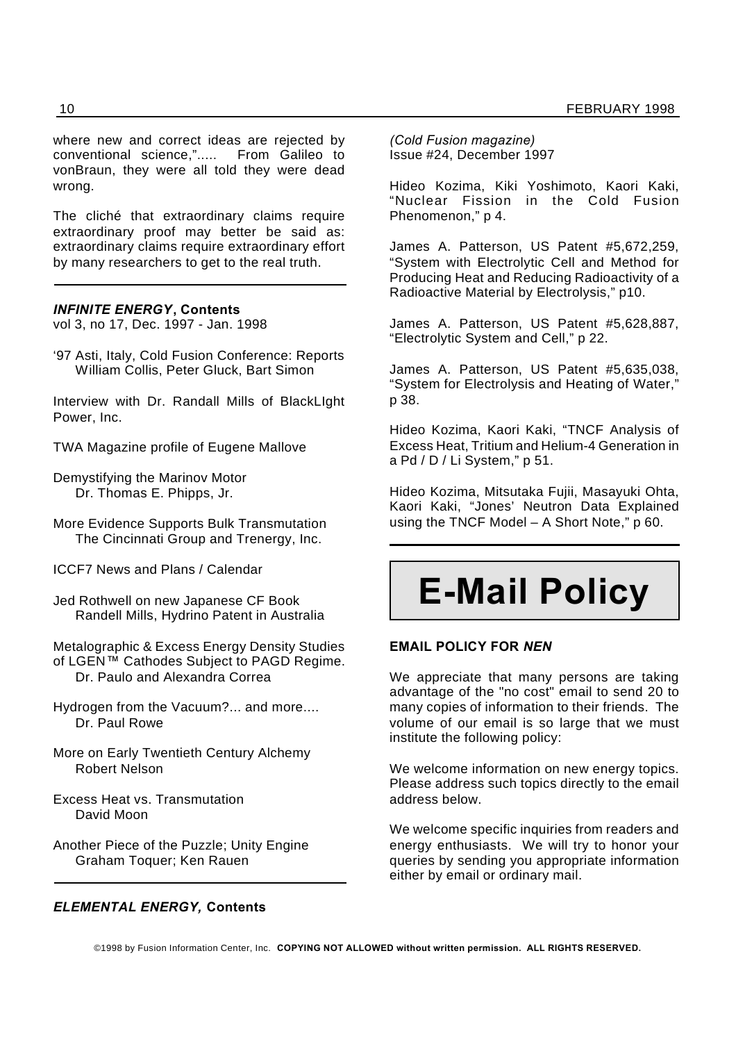where new and correct ideas are rejected by conventional science,"..... From Galileo to vonBraun, they were all told they were dead wrong.

The cliché that extraordinary claims require extraordinary proof may better be said as: extraordinary claims require extraordinary effort by many researchers to get to the real truth.

---

***INFINITE ENERGY*, Contents**
vol 3, no 17, Dec. 1997 - Jan. 1998

'97 Asti, Italy, Cold Fusion Conference: Reports
  William Collis, Peter Gluck, Bart Simon

Interview with Dr. Randall Mills of BlackLIght Power, Inc.

TWA Magazine profile of Eugene Mallove

Demystifying the Marinov Motor
  Dr. Thomas E. Phipps, Jr.

More Evidence Supports Bulk Transmutation
  The Cincinnati Group and Trenergy, Inc.

ICCF7 News and Plans / Calendar

Jed Rothwell on new Japanese CF Book
  Randell Mills, Hydrino Patent in Australia

Metalographic & Excess Energy Density Studies of LGEN™ Cathodes Subject to PAGD Regime.
  Dr. Paulo and Alexandra Correa

Hydrogen from the Vacuum?... and more....
  Dr. Paul Rowe

More on Early Twentieth Century Alchemy
  Robert Nelson

Excess Heat vs. Transmutation
  David Moon

Another Piece of the Puzzle; Unity Engine
  Graham Toquer; Ken Rauen

---

***ELEMENTAL ENERGY,* Contents**
*(Cold Fusion magazine)*
Issue #24, December 1997

Hideo Kozima, Kiki Yoshimoto, Kaori Kaki, "Nuclear Fission in the Cold Fusion Phenomenon," p 4.

James A. Patterson, US Patent #5,672,259, "System with Electrolytic Cell and Method for Producing Heat and Reducing Radioactivity of a Radioactive Material by Electrolysis," p10.

James A. Patterson, US Patent #5,628,887, "Electrolytic System and Cell," p 22.

James A. Patterson, US Patent #5,635,038, "System for Electrolysis and Heating of Water," p 38.

Hideo Kozima, Kaori Kaki, "TNCF Analysis of Excess Heat, Tritium and Helium-4 Generation in a Pd / D / Li System," p 51.

Hideo Kozima, Mitsutaka Fujii, Masayuki Ohta, Kaori Kaki, "Jones' Neutron Data Explained using the TNCF Model – A Short Note," p 60.

---

# E-Mail Policy

**EMAIL POLICY FOR *NEN***

We appreciate that many persons are taking advantage of the "no cost" email to send 20 to many copies of information to their friends. The volume of our email is so large that we must institute the following policy:

We welcome information on new energy topics. Please address such topics directly to the email address below.

We welcome specific inquiries from readers and energy enthusiasts. We will try to honor your queries by sending you appropriate information either by email or ordinary mail.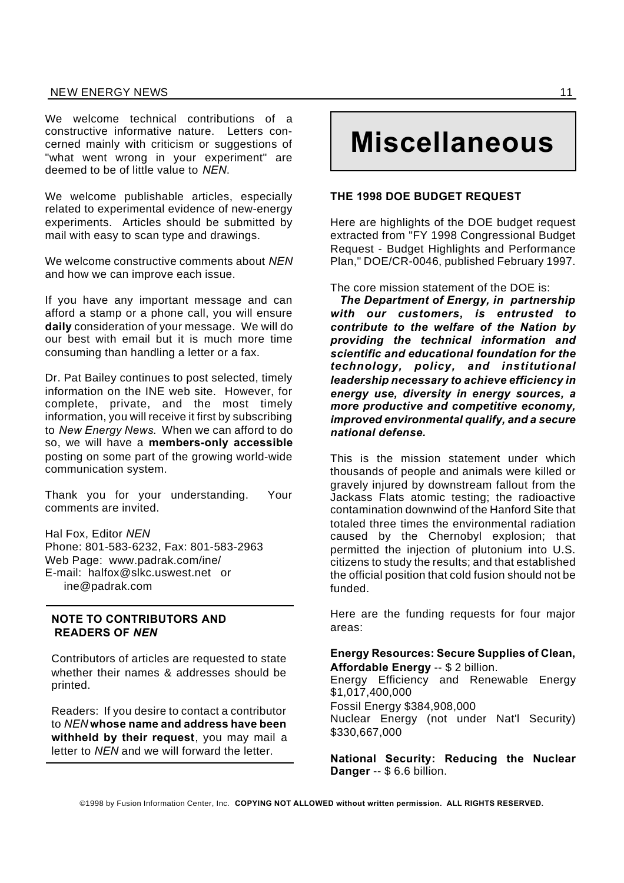We welcome technical contributions of a constructive informative nature. Letters concerned mainly with criticism or suggestions of "what went wrong in your experiment" are deemed to be of little value to *NEN*.

We welcome publishable articles, especially related to experimental evidence of new-energy experiments. Articles should be submitted by mail with easy to scan type and drawings.

We welcome constructive comments about *NEN* and how we can improve each issue.

If you have any important message and can afford a stamp or a phone call, you will ensure **daily** consideration of your message. We will do our best with email but it is much more time consuming than handling a letter or a fax.

Dr. Pat Bailey continues to post selected, timely information on the INE web site. However, for complete, private, and the most timely information, you will receive it first by subscribing to *New Energy News.* When we can afford to do so, we will have a **members-only accessible** posting on some part of the growing world-wide communication system.

Thank you for your understanding. Your comments are invited.

Hal Fox, Editor *NEN*
Phone: 801-583-6232, Fax: 801-583-2963
Web Page: www.padrak.com/ine/
E-mail: halfox@slkc.uswest.net or ine@padrak.com

**NOTE TO CONTRIBUTORS AND READERS OF *NEN***

Contributors of articles are requested to state whether their names & addresses should be printed.

Readers: If you desire to contact a contributor to *NEN* **whose name and address have been withheld by their request**, you may mail a letter to *NEN* and we will forward the letter.

# Miscellaneous

### THE 1998 DOE BUDGET REQUEST

Here are highlights of the DOE budget request extracted from "FY 1998 Congressional Budget Request - Budget Highlights and Performance Plan," DOE/CR-0046, published February 1997.

The core mission statement of the DOE is:

***The Department of Energy, in partnership with our customers, is entrusted to contribute to the welfare of the Nation by providing the technical information and scientific and educational foundation for the technology, policy, and institutional leadership necessary to achieve efficiency in energy use, diversity in energy sources, a more productive and competitive economy, improved environmental qualify, and a secure national defense.***

This is the mission statement under which thousands of people and animals were killed or gravely injured by downstream fallout from the Jackass Flats atomic testing; the radioactive contamination downwind of the Hanford Site that totaled three times the environmental radiation caused by the Chernobyl explosion; that permitted the injection of plutonium into U.S. citizens to study the results; and that established the official position that cold fusion should not be funded.

Here are the funding requests for four major areas:

**Energy Resources: Secure Supplies of Clean, Affordable Energy** -- $ 2 billion.
Energy Efficiency and Renewable Energy $1,017,400,000
Fossil Energy $384,908,000
Nuclear Energy (not under Nat'l Security) $330,667,000

**National Security: Reducing the Nuclear Danger** -- $ 6.6 billion.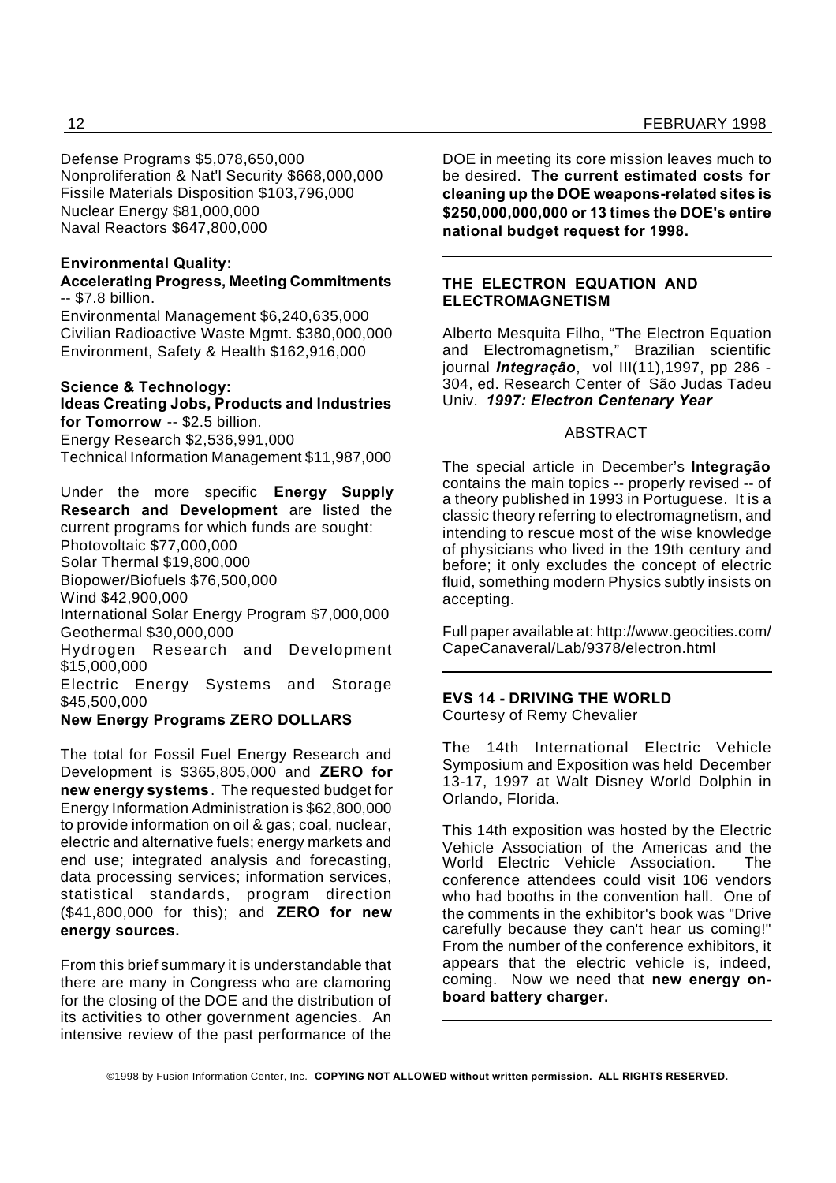Defense Programs $5,078,650,000
Nonproliferation & Nat'l Security $668,000,000
Fissile Materials Disposition $103,796,000
Nuclear Energy $81,000,000
Naval Reactors $647,800,000

**Environmental Quality:**
**Accelerating Progress, Meeting Commitments** -- $7.8 billion.
Environmental Management $6,240,635,000
Civilian Radioactive Waste Mgmt. $380,000,000
Environment, Safety & Health $162,916,000

**Science & Technology:**
**Ideas Creating Jobs, Products and Industries for Tomorrow** -- $2.5 billion.
Energy Research $2,536,991,000
Technical Information Management $11,987,000

Under the more specific **Energy Supply Research and Development** are listed the current programs for which funds are sought:
Photovoltaic $77,000,000
Solar Thermal $19,800,000
Biopower/Biofuels $76,500,000
Wind $42,900,000
International Solar Energy Program $7,000,000
Geothermal $30,000,000
Hydrogen Research and Development $15,000,000
Electric Energy Systems and Storage $45,500,000
**New Energy Programs ZERO DOLLARS**

The total for Fossil Fuel Energy Research and Development is $365,805,000 and **ZERO for new energy systems**. The requested budget for Energy Information Administration is $62,800,000 to provide information on oil & gas; coal, nuclear, electric and alternative fuels; energy markets and end use; integrated analysis and forecasting, data processing services; information services, statistical standards, program direction ($41,800,000 for this); and **ZERO for new energy sources.**

From this brief summary it is understandable that there are many in Congress who are clamoring for the closing of the DOE and the distribution of its activities to other government agencies. An intensive review of the past performance of the DOE in meeting its core mission leaves much to be desired. **The current estimated costs for cleaning up the DOE weapons-related sites is $250,000,000,000 or 13 times the DOE's entire national budget request for 1998.**

---

## THE ELECTRON EQUATION AND ELECTROMAGNETISM

Alberto Mesquita Filho, "The Electron Equation and Electromagnetism," Brazilian scientific journal ***Integração***, vol III(11),1997, pp 286 - 304, ed. Research Center of São Judas Tadeu Univ. ***1997: Electron Centenary Year***

ABSTRACT

The special article in December's **Integração** contains the main topics -- properly revised -- of a theory published in 1993 in Portuguese. It is a classic theory referring to electromagnetism, and intending to rescue most of the wise knowledge of physicians who lived in the 19th century and before; it only excludes the concept of electric fluid, something modern Physics subtly insists on accepting.

Full paper available at: http://www.geocities.com/CapeCanaveral/Lab/9378/electron.html

---

## EVS 14 - DRIVING THE WORLD

Courtesy of Remy Chevalier

The 14th International Electric Vehicle Symposium and Exposition was held December 13-17, 1997 at Walt Disney World Dolphin in Orlando, Florida.

This 14th exposition was hosted by the Electric Vehicle Association of the Americas and the World Electric Vehicle Association. The conference attendees could visit 106 vendors who had booths in the convention hall. One of the comments in the exhibitor's book was "Drive carefully because they can't hear us coming!" From the number of the conference exhibitors, it appears that the electric vehicle is, indeed, coming. Now we need that **new energy on-board battery charger.**

---

©1998 by Fusion Information Center, Inc. **COPYING NOT ALLOWED without written permission. ALL RIGHTS RESERVED.**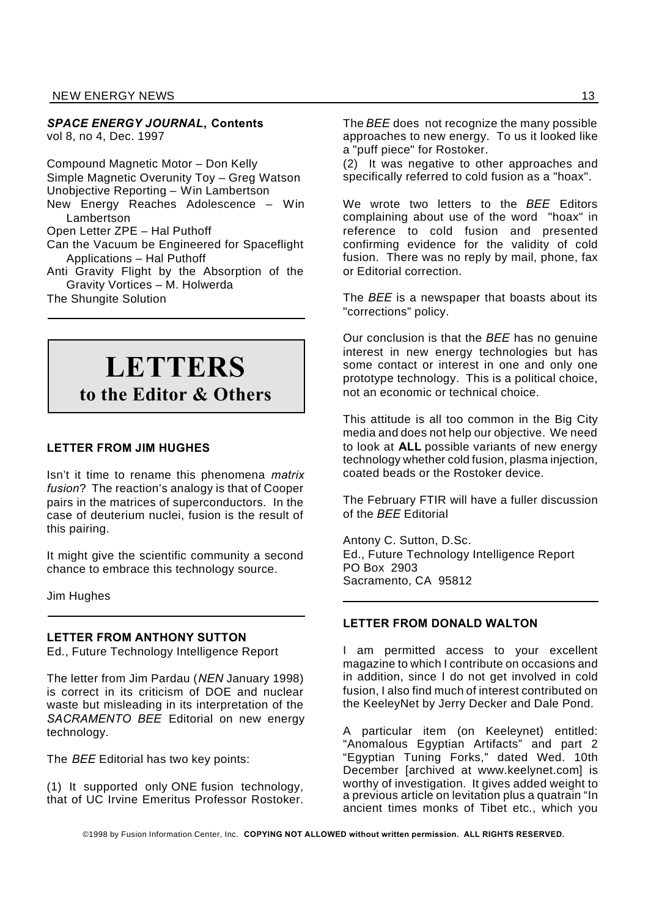### *SPACE ENERGY JOURNAL*, Contents

vol 8, no 4, Dec. 1997

Compound Magnetic Motor – Don Kelly
Simple Magnetic Overunity Toy – Greg Watson
Unobjective Reporting – Win Lambertson
New Energy Reaches Adolescence – Win Lambertson
Open Letter ZPE – Hal Puthoff
Can the Vacuum be Engineered for Spaceflight Applications – Hal Puthoff
Anti Gravity Flight by the Absorption of the Gravity Vortices – M. Holwerda
The Shungite Solution

# LETTERS
## to the Editor & Others

### LETTER FROM JIM HUGHES

Isn't it time to rename this phenomena *matrix fusion*? The reaction's analogy is that of Cooper pairs in the matrices of superconductors. In the case of deuterium nuclei, fusion is the result of this pairing.

It might give the scientific community a second chance to embrace this technology source.

Jim Hughes

### LETTER FROM ANTHONY SUTTON

Ed., Future Technology Intelligence Report

The letter from Jim Pardau (*NEN* January 1998) is correct in its criticism of DOE and nuclear waste but misleading in its interpretation of the *SACRAMENTO BEE* Editorial on new energy technology.

The *BEE* Editorial has two key points:

(1) It supported only ONE fusion technology, that of UC Irvine Emeritus Professor Rostoker. The *BEE* does not recognize the many possible approaches to new energy. To us it looked like a "puff piece" for Rostoker.

(2) It was negative to other approaches and specifically referred to cold fusion as a "hoax".

We wrote two letters to the *BEE* Editors complaining about use of the word "hoax" in reference to cold fusion and presented confirming evidence for the validity of cold fusion. There was no reply by mail, phone, fax or Editorial correction.

The *BEE* is a newspaper that boasts about its "corrections" policy.

Our conclusion is that the *BEE* has no genuine interest in new energy technologies but has some contact or interest in one and only one prototype technology. This is a political choice, not an economic or technical choice.

This attitude is all too common in the Big City media and does not help our objective. We need to look at **ALL** possible variants of new energy technology whether cold fusion, plasma injection, coated beads or the Rostoker device.

The February FTIR will have a fuller discussion of the *BEE* Editorial

Antony C. Sutton, D.Sc.
Ed., Future Technology Intelligence Report
PO Box 2903
Sacramento, CA 95812

### LETTER FROM DONALD WALTON

I am permitted access to your excellent magazine to which I contribute on occasions and in addition, since I do not get involved in cold fusion, I also find much of interest contributed on the KeeleyNet by Jerry Decker and Dale Pond.

A particular item (on Keeleynet) entitled: "Anomalous Egyptian Artifacts" and part 2 "Egyptian Tuning Forks," dated Wed. 10th December [archived at www.keelynet.com] is worthy of investigation. It gives added weight to a previous article on levitation plus a quatrain "In ancient times monks of Tibet etc., which you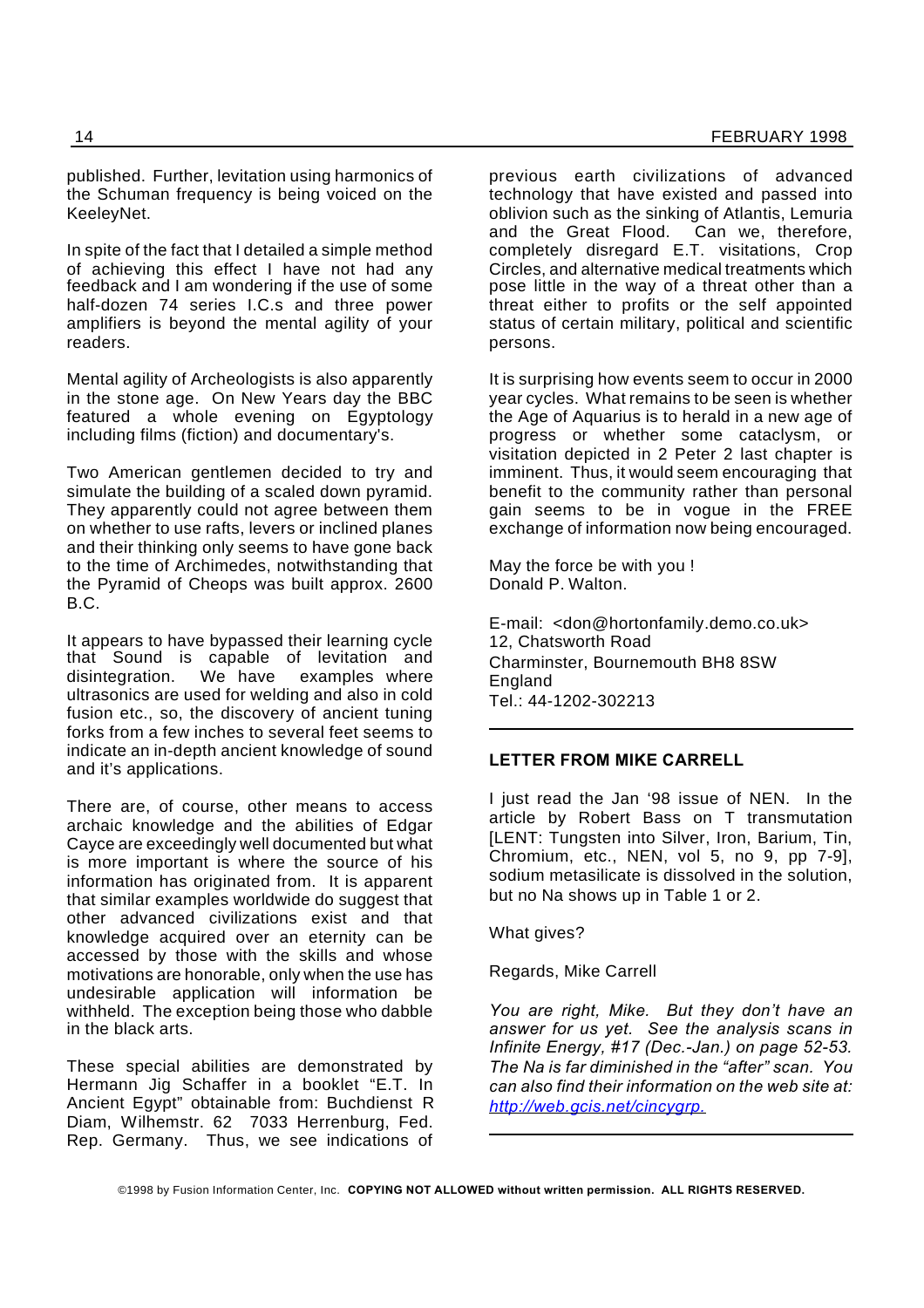published. Further, levitation using harmonics of the Schuman frequency is being voiced on the KeeleyNet.

In spite of the fact that I detailed a simple method of achieving this effect I have not had any feedback and I am wondering if the use of some half-dozen 74 series I.C.s and three power amplifiers is beyond the mental agility of your readers.

Mental agility of Archeologists is also apparently in the stone age. On New Years day the BBC featured a whole evening on Egyptology including films (fiction) and documentary's.

Two American gentlemen decided to try and simulate the building of a scaled down pyramid. They apparently could not agree between them on whether to use rafts, levers or inclined planes and their thinking only seems to have gone back to the time of Archimedes, notwithstanding that the Pyramid of Cheops was built approx. 2600 B.C.

It appears to have bypassed their learning cycle that Sound is capable of levitation and disintegration. We have examples where ultrasonics are used for welding and also in cold fusion etc., so, the discovery of ancient tuning forks from a few inches to several feet seems to indicate an in-depth ancient knowledge of sound and it's applications.

There are, of course, other means to access archaic knowledge and the abilities of Edgar Cayce are exceedingly well documented but what is more important is where the source of his information has originated from. It is apparent that similar examples worldwide do suggest that other advanced civilizations exist and that knowledge acquired over an eternity can be accessed by those with the skills and whose motivations are honorable, only when the use has undesirable application will information be withheld. The exception being those who dabble in the black arts.

These special abilities are demonstrated by Hermann Jig Schaffer in a booklet "E.T. In Ancient Egypt" obtainable from: Buchdienst R Diam, Wilhemstr. 62 7033 Herrenburg, Fed. Rep. Germany. Thus, we see indications of previous earth civilizations of advanced technology that have existed and passed into oblivion such as the sinking of Atlantis, Lemuria and the Great Flood. Can we, therefore, completely disregard E.T. visitations, Crop Circles, and alternative medical treatments which pose little in the way of a threat other than a threat either to profits or the self appointed status of certain military, political and scientific persons.

It is surprising how events seem to occur in 2000 year cycles. What remains to be seen is whether the Age of Aquarius is to herald in a new age of progress or whether some cataclysm, or visitation depicted in 2 Peter 2 last chapter is imminent. Thus, it would seem encouraging that benefit to the community rather than personal gain seems to be in vogue in the FREE exchange of information now being encouraged.

May the force be with you !
Donald P. Walton.

E-mail: <don@hortonfamily.demo.co.uk>
12, Chatsworth Road
Charminster, Bournemouth BH8 8SW
England
Tel.: 44-1202-302213

---

**LETTER FROM MIKE CARRELL**

I just read the Jan '98 issue of NEN. In the article by Robert Bass on T transmutation [LENT: Tungsten into Silver, Iron, Barium, Tin, Chromium, etc., NEN, vol 5, no 9, pp 7-9], sodium metasilicate is dissolved in the solution, but no Na shows up in Table 1 or 2.

What gives?

Regards, Mike Carrell

*You are right, Mike. But they don't have an answer for us yet. See the analysis scans in Infinite Energy, #17 (Dec.-Jan.) on page 52-53. The Na is far diminished in the "after" scan. You can also find their information on the web site at: http://web.gcis.net/cincygrp.*

---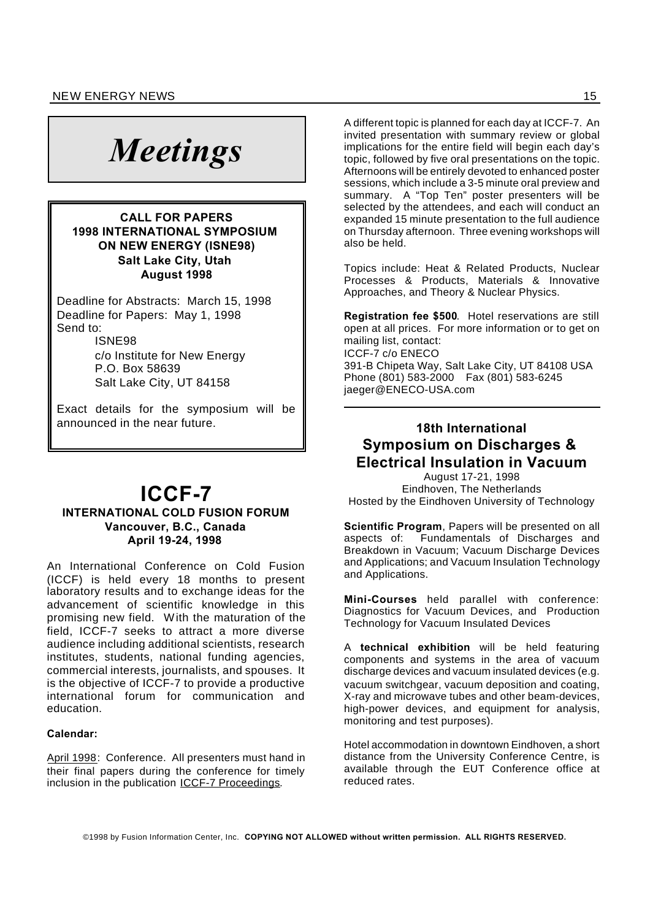# *Meetings*

## CALL FOR PAPERS
## 1998 INTERNATIONAL SYMPOSIUM ON NEW ENERGY (ISNE98)
**Salt Lake City, Utah**
**August 1998**

Deadline for Abstracts: March 15, 1998
Deadline for Papers: May 1, 1998
Send to:

ISNE98
c/o Institute for New Energy
P.O. Box 58639
Salt Lake City, UT 84158

Exact details for the symposium will be announced in the near future.

# ICCF-7

## INTERNATIONAL COLD FUSION FORUM
**Vancouver, B.C., Canada**
**April 19-24, 1998**

An International Conference on Cold Fusion (ICCF) is held every 18 months to present laboratory results and to exchange ideas for the advancement of scientific knowledge in this promising new field. With the maturation of the field, ICCF-7 seeks to attract a more diverse audience including additional scientists, research institutes, students, national funding agencies, commercial interests, journalists, and spouses. It is the objective of ICCF-7 to provide a productive international forum for communication and education.

**Calendar:**

April 1998: Conference. All presenters must hand in their final papers during the conference for timely inclusion in the publication ICCF-7 Proceedings.

A different topic is planned for each day at ICCF-7. An invited presentation with summary review or global implications for the entire field will begin each day's topic, followed by five oral presentations on the topic. Afternoons will be entirely devoted to enhanced poster sessions, which include a 3-5 minute oral preview and summary. A "Top Ten" poster presenters will be selected by the attendees, and each will conduct an expanded 15 minute presentation to the full audience on Thursday afternoon. Three evening workshops will also be held.

Topics include: Heat & Related Products, Nuclear Processes & Products, Materials & Innovative Approaches, and Theory & Nuclear Physics.

**Registration fee $500**. Hotel reservations are still open at all prices. For more information or to get on mailing list, contact:
ICCF-7 c/o ENECO
391-B Chipeta Way, Salt Lake City, UT 84108 USA
Phone (801) 583-2000 Fax (801) 583-6245
jaeger@ENECO-USA.com

## 18th International Symposium on Discharges & Electrical Insulation in Vacuum

August 17-21, 1998
Eindhoven, The Netherlands
Hosted by the Eindhoven University of Technology

**Scientific Program**, Papers will be presented on all aspects of: Fundamentals of Discharges and Breakdown in Vacuum; Vacuum Discharge Devices and Applications; and Vacuum Insulation Technology and Applications.

**Mini-Courses** held parallel with conference: Diagnostics for Vacuum Devices, and Production Technology for Vacuum Insulated Devices

A **technical exhibition** will be held featuring components and systems in the area of vacuum discharge devices and vacuum insulated devices (e.g. vacuum switchgear, vacuum deposition and coating, X-ray and microwave tubes and other beam-devices, high-power devices, and equipment for analysis, monitoring and test purposes).

Hotel accommodation in downtown Eindhoven, a short distance from the University Conference Centre, is available through the EUT Conference office at reduced rates.

©1998 by Fusion Information Center, Inc. **COPYING NOT ALLOWED without written permission. ALL RIGHTS RESERVED.**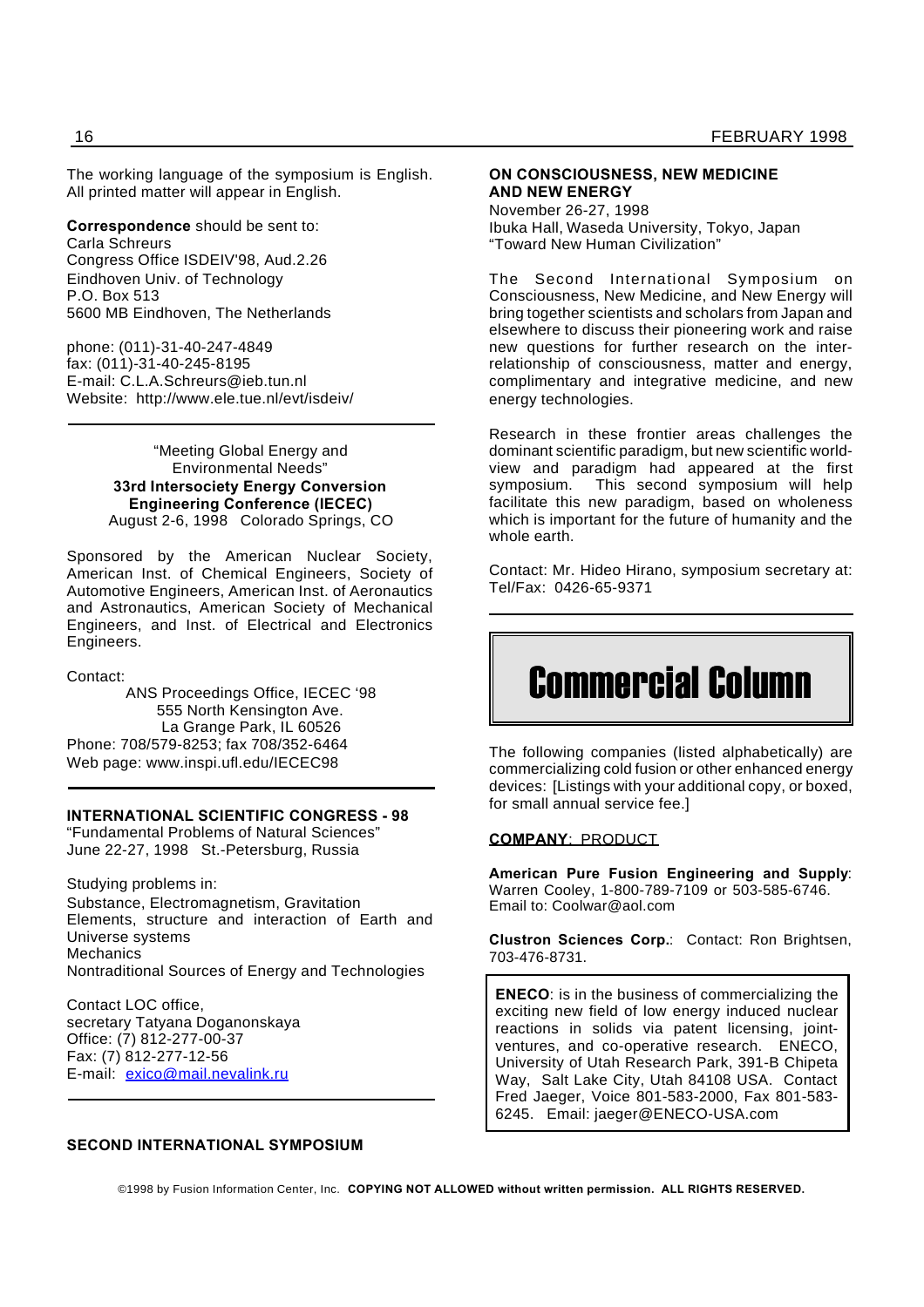The working language of the symposium is English. All printed matter will appear in English.

**Correspondence** should be sent to:
Carla Schreurs
Congress Office ISDEIV'98, Aud.2.26
Eindhoven Univ. of Technology
P.O. Box 513
5600 MB Eindhoven, The Netherlands

phone: (011)-31-40-247-4849
fax: (011)-31-40-245-8195
E-mail: C.L.A.Schreurs@ieb.tun.nl
Website: http://www.ele.tue.nl/evt/isdeiv/

---

"Meeting Global Energy and Environmental Needs"
**33rd Intersociety Energy Conversion Engineering Conference (IECEC)**
August 2-6, 1998 Colorado Springs, CO

Sponsored by the American Nuclear Society, American Inst. of Chemical Engineers, Society of Automotive Engineers, American Inst. of Aeronautics and Astronautics, American Society of Mechanical Engineers, and Inst. of Electrical and Electronics Engineers.

Contact:
ANS Proceedings Office, IECEC '98
555 North Kensington Ave.
La Grange Park, IL 60526
Phone: 708/579-8253; fax 708/352-6464
Web page: www.inspi.ufl.edu/IECEC98

---

**INTERNATIONAL SCIENTIFIC CONGRESS - 98**
"Fundamental Problems of Natural Sciences"
June 22-27, 1998 St.-Petersburg, Russia

Studying problems in:
Substance, Electromagnetism, Gravitation
Elements, structure and interaction of Earth and Universe systems
Mechanics
Nontraditional Sources of Energy and Technologies

Contact LOC office,
secretary Tatyana Doganonskaya
Office: (7) 812-277-00-37
Fax: (7) 812-277-12-56
E-mail: exico@mail.nevalink.ru

---

**SECOND INTERNATIONAL SYMPOSIUM ON CONSCIOUSNESS, NEW MEDICINE AND NEW ENERGY**
November 26-27, 1998
Ibuka Hall, Waseda University, Tokyo, Japan
"Toward New Human Civilization"

The Second International Symposium on Consciousness, New Medicine, and New Energy will bring together scientists and scholars from Japan and elsewhere to discuss their pioneering work and raise new questions for further research on the inter-relationship of consciousness, matter and energy, complimentary and integrative medicine, and new energy technologies.

Research in these frontier areas challenges the dominant scientific paradigm, but new scientific world-view and paradigm had appeared at the first symposium. This second symposium will help facilitate this new paradigm, based on wholeness which is important for the future of humanity and the whole earth.

Contact: Mr. Hideo Hirano, symposium secretary at: Tel/Fax: 0426-65-9371

---

# Commercial Column

The following companies (listed alphabetically) are commercializing cold fusion or other enhanced energy devices: [Listings with your additional copy, or boxed, for small annual service fee.]

**COMPANY**: PRODUCT

**American Pure Fusion Engineering and Supply**: Warren Cooley, 1-800-789-7109 or 503-585-6746. Email to: Coolwar@aol.com

**Clustron Sciences Corp.**: Contact: Ron Brightsen, 703-476-8731.

**ENECO**: is in the business of commercializing the exciting new field of low energy induced nuclear reactions in solids via patent licensing, joint-ventures, and co-operative research. ENECO, University of Utah Research Park, 391-B Chipeta Way, Salt Lake City, Utah 84108 USA. Contact Fred Jaeger, Voice 801-583-2000, Fax 801-583-6245. Email: jaeger@ENECO-USA.com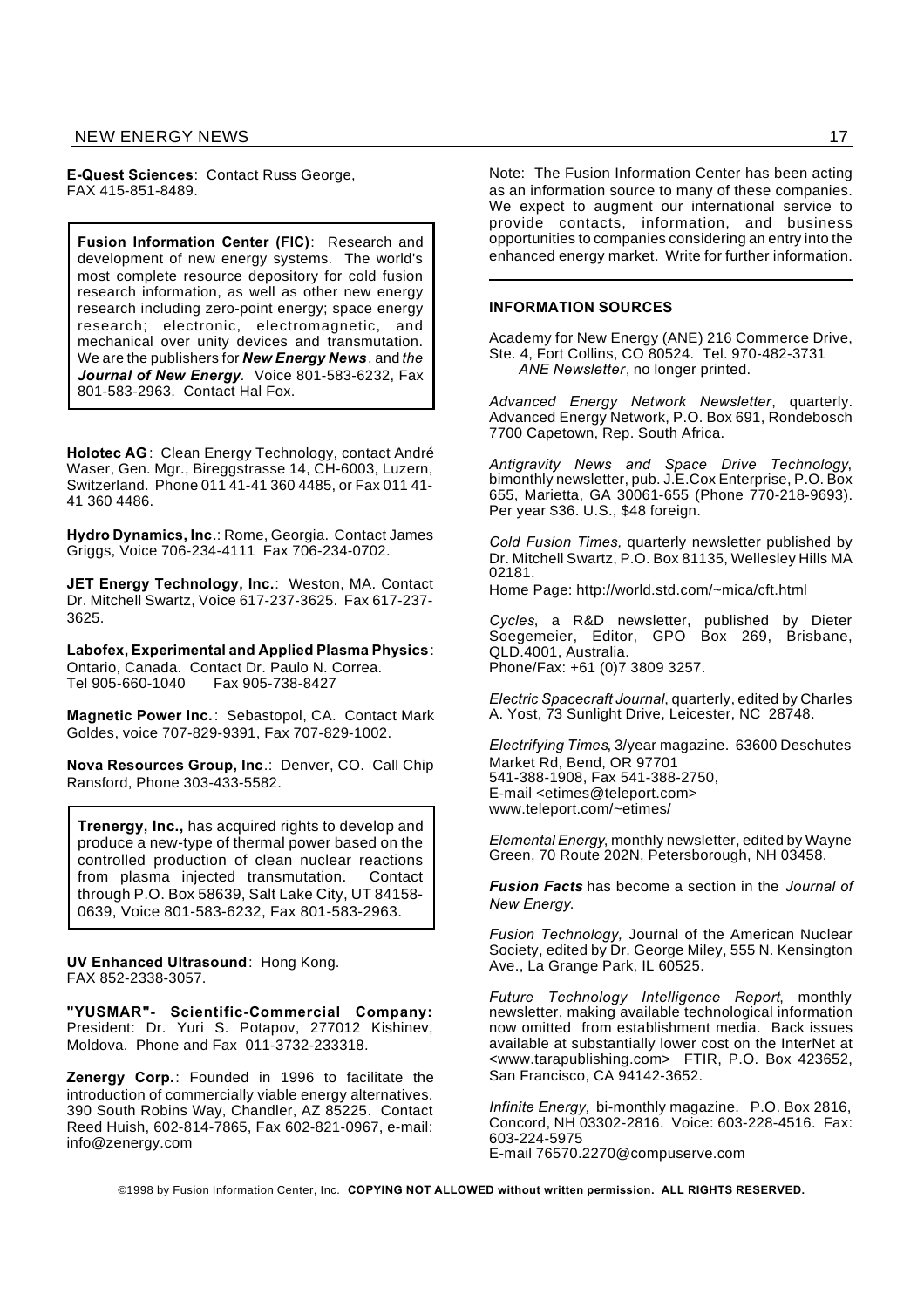**E-Quest Sciences**: Contact Russ George, FAX 415-851-8489.

**Fusion Information Center (FIC)**: Research and development of new energy systems. The world's most complete resource depository for cold fusion research information, as well as other new energy research including zero-point energy; space energy research; electronic, electromagnetic, and mechanical over unity devices and transmutation. We are the publishers for ***New Energy News***, and *the **Journal of New Energy***. Voice 801-583-6232, Fax 801-583-2963. Contact Hal Fox.

**Holotec AG**: Clean Energy Technology, contact André Waser, Gen. Mgr., Bireggstrasse 14, CH-6003, Luzern, Switzerland. Phone 011 41-41 360 4485, or Fax 011 41-41 360 4486.

**Hydro Dynamics, Inc**.: Rome, Georgia. Contact James Griggs, Voice 706-234-4111 Fax 706-234-0702.

**JET Energy Technology, Inc.**: Weston, MA. Contact Dr. Mitchell Swartz, Voice 617-237-3625. Fax 617-237-3625.

**Labofex, Experimental and Applied Plasma Physics**: Ontario, Canada. Contact Dr. Paulo N. Correa. Tel 905-660-1040 Fax 905-738-8427

**Magnetic Power Inc.**: Sebastopol, CA. Contact Mark Goldes, voice 707-829-9391, Fax 707-829-1002.

**Nova Resources Group, Inc**.: Denver, CO. Call Chip Ransford, Phone 303-433-5582.

**Trenergy, Inc.,** has acquired rights to develop and produce a new-type of thermal power based on the controlled production of clean nuclear reactions from plasma injected transmutation. Contact through P.O. Box 58639, Salt Lake City, UT 84158-0639, Voice 801-583-6232, Fax 801-583-2963.

**UV Enhanced Ultrasound**: Hong Kong. FAX 852-2338-3057.

**"YUSMAR"- Scientific-Commercial Company:** President: Dr. Yuri S. Potapov, 277012 Kishinev, Moldova. Phone and Fax 011-3732-233318.

**Zenergy Corp.**: Founded in 1996 to facilitate the introduction of commercially viable energy alternatives. 390 South Robins Way, Chandler, AZ 85225. Contact Reed Huish, 602-814-7865, Fax 602-821-0967, e-mail: info@zenergy.com

Note: The Fusion Information Center has been acting as an information source to many of these companies. We expect to augment our international service to provide contacts, information, and business opportunities to companies considering an entry into the enhanced energy market. Write for further information.

---

**INFORMATION SOURCES**

Academy for New Energy (ANE) 216 Commerce Drive, Ste. 4, Fort Collins, CO 80524. Tel. 970-482-3731
*ANE Newsletter*, no longer printed.

*Advanced Energy Network Newsletter*, quarterly. Advanced Energy Network, P.O. Box 691, Rondebosch 7700 Capetown, Rep. South Africa.

*Antigravity News and Space Drive Technology*, bimonthly newsletter, pub. J.E.Cox Enterprise, P.O. Box 655, Marietta, GA 30061-655 (Phone 770-218-9693). Per year $36. U.S., $48 foreign.

*Cold Fusion Times,* quarterly newsletter published by Dr. Mitchell Swartz, P.O. Box 81135, Wellesley Hills MA 02181.
Home Page: http://world.std.com/~mica/cft.html

*Cycles*, a R&D newsletter, published by Dieter Soegemeier, Editor, GPO Box 269, Brisbane, QLD.4001, Australia.
Phone/Fax: +61 (0)7 3809 3257.

*Electric Spacecraft Journal*, quarterly, edited by Charles A. Yost, 73 Sunlight Drive, Leicester, NC 28748.

*Electrifying Times*, 3/year magazine. 63600 Deschutes Market Rd, Bend, OR 97701
541-388-1908, Fax 541-388-2750,
E-mail <etimes@teleport.com>
www.teleport.com/~etimes/

*Elemental Energy*, monthly newsletter, edited by Wayne Green, 70 Route 202N, Petersborough, NH 03458.

***Fusion Facts*** has become a section in the *Journal of New Energy*.

*Fusion Technology,* Journal of the American Nuclear Society, edited by Dr. George Miley, 555 N. Kensington Ave., La Grange Park, IL 60525.

*Future Technology Intelligence Report*, monthly newsletter, making available technological information now omitted from establishment media. Back issues available at substantially lower cost on the InterNet at <www.tarapublishing.com> FTIR, P.O. Box 423652, San Francisco, CA 94142-3652.

*Infinite Energy,* bi-monthly magazine. P.O. Box 2816, Concord, NH 03302-2816. Voice: 603-228-4516. Fax: 603-224-5975
E-mail 76570.2270@compuserve.com

©1998 by Fusion Information Center, Inc. **COPYING NOT ALLOWED without written permission. ALL RIGHTS RESERVED.**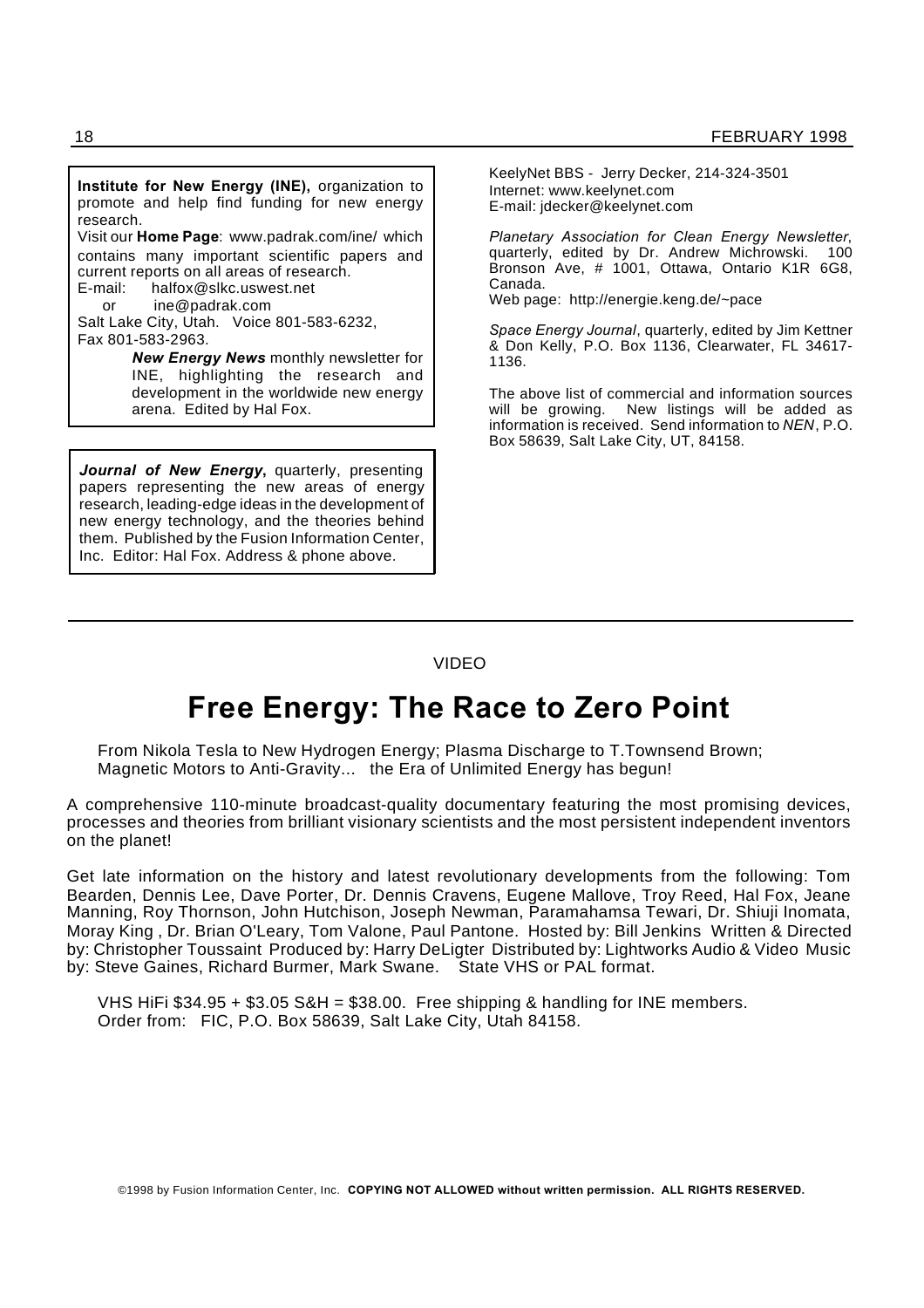**Institute for New Energy (INE),** organization to promote and help find funding for new energy research.

Visit our **Home Page**: www.padrak.com/ine/ which contains many important scientific papers and current reports on all areas of research.

E-mail: halfox@slkc.uswest.net
or ine@padrak.com

Salt Lake City, Utah. Voice 801-583-6232, Fax 801-583-2963.

***New Energy News*** monthly newsletter for INE, highlighting the research and development in the worldwide new energy arena. Edited by Hal Fox.

***Journal of New Energy***, quarterly, presenting papers representing the new areas of energy research, leading-edge ideas in the development of new energy technology, and the theories behind them. Published by the Fusion Information Center, Inc. Editor: Hal Fox. Address & phone above.

KeelyNet BBS - Jerry Decker, 214-324-3501
Internet: www.keelynet.com
E-mail: jdecker@keelynet.com

*Planetary Association for Clean Energy Newsletter*, quarterly, edited by Dr. Andrew Michrowski. 100 Bronson Ave, # 1001, Ottawa, Ontario K1R 6G8, Canada.
Web page: http://energie.keng.de/~pace

*Space Energy Journal*, quarterly, edited by Jim Kettner & Don Kelly, P.O. Box 1136, Clearwater, FL 34617-1136.

The above list of commercial and information sources will be growing. New listings will be added as information is received. Send information to *NEN*, P.O. Box 58639, Salt Lake City, UT, 84158.

---

VIDEO

# Free Energy: The Race to Zero Point

From Nikola Tesla to New Hydrogen Energy; Plasma Discharge to T.Townsend Brown; Magnetic Motors to Anti-Gravity... the Era of Unlimited Energy has begun!

A comprehensive 110-minute broadcast-quality documentary featuring the most promising devices, processes and theories from brilliant visionary scientists and the most persistent independent inventors on the planet!

Get late information on the history and latest revolutionary developments from the following: Tom Bearden, Dennis Lee, Dave Porter, Dr. Dennis Cravens, Eugene Mallove, Troy Reed, Hal Fox, Jeane Manning, Roy Thornson, John Hutchison, Joseph Newman, Paramahamsa Tewari, Dr. Shiuji Inomata, Moray King , Dr. Brian O'Leary, Tom Valone, Paul Pantone. Hosted by: Bill Jenkins Written & Directed by: Christopher Toussaint Produced by: Harry DeLigter Distributed by: Lightworks Audio & Video Music by: Steve Gaines, Richard Burmer, Mark Swane. State VHS or PAL format.

VHS HiFi $34.95 + $3.05 S&H = $38.00. Free shipping & handling for INE members.
Order from: FIC, P.O. Box 58639, Salt Lake City, Utah 84158.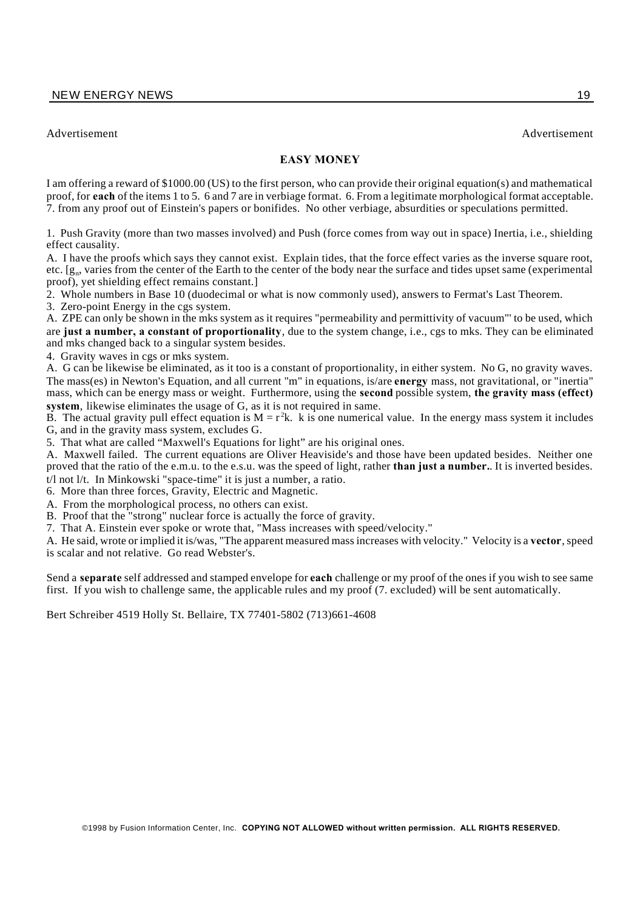Advertisement Advertisement

## EASY MONEY

I am offering a reward of $1000.00 (US) to the first person, who can provide their original equation(s) and mathematical proof, for **each** of the items 1 to 5. 6 and 7 are in verbiage format. 6. From a legitimate morphological format acceptable. 7. from any proof out of Einstein's papers or bonifides. No other verbiage, absurdities or speculations permitted.

1. Push Gravity (more than two masses involved) and Push (force comes from way out in space) Inertia, i.e., shielding effect causality.

A. I have the proofs which says they cannot exist. Explain tides, that the force effect varies as the inverse square root, etc. [$g_n$, varies from the center of the Earth to the center of the body near the surface and tides upset same (experimental proof), yet shielding effect remains constant.]

2. Whole numbers in Base 10 (duodecimal or what is now commonly used), answers to Fermat's Last Theorem.

3. Zero-point Energy in the cgs system.

A. ZPE can only be shown in the mks system as it requires "permeability and permittivity of vacuum"' to be used, which are **just a number, a constant of proportionality**, due to the system change, i.e., cgs to mks. They can be eliminated and mks changed back to a singular system besides.

4. Gravity waves in cgs or mks system.

A. G can be likewise be eliminated, as it too is a constant of proportionality, in either system. No G, no gravity waves. The mass(es) in Newton's Equation, and all current "m" in equations, is/are **energy** mass, not gravitational, or "inertia" mass, which can be energy mass or weight. Furthermore, using the **second** possible system, **the gravity mass (effect) system**, likewise eliminates the usage of G, as it is not required in same.

B. The actual gravity pull effect equation is $M = r^2k$. k is one numerical value. In the energy mass system it includes G, and in the gravity mass system, excludes G.

5. That what are called "Maxwell's Equations for light" are his original ones.

A. Maxwell failed. The current equations are Oliver Heaviside's and those have been updated besides. Neither one proved that the ratio of the e.m.u. to the e.s.u. was the speed of light, rather **than just a number.**. It is inverted besides. t/l not l/t. In Minkowski "space-time" it is just a number, a ratio.

6. More than three forces, Gravity, Electric and Magnetic.

A. From the morphological process, no others can exist.

B. Proof that the "strong" nuclear force is actually the force of gravity.

7. That A. Einstein ever spoke or wrote that, "Mass increases with speed/velocity."

A. He said, wrote or implied it is/was, "The apparent measured mass increases with velocity." Velocity is a **vector**, speed is scalar and not relative. Go read Webster's.

Send a **separate** self addressed and stamped envelope for **each** challenge or my proof of the ones if you wish to see same first. If you wish to challenge same, the applicable rules and my proof (7. excluded) will be sent automatically.

Bert Schreiber 4519 Holly St. Bellaire, TX 77401-5802 (713)661-4608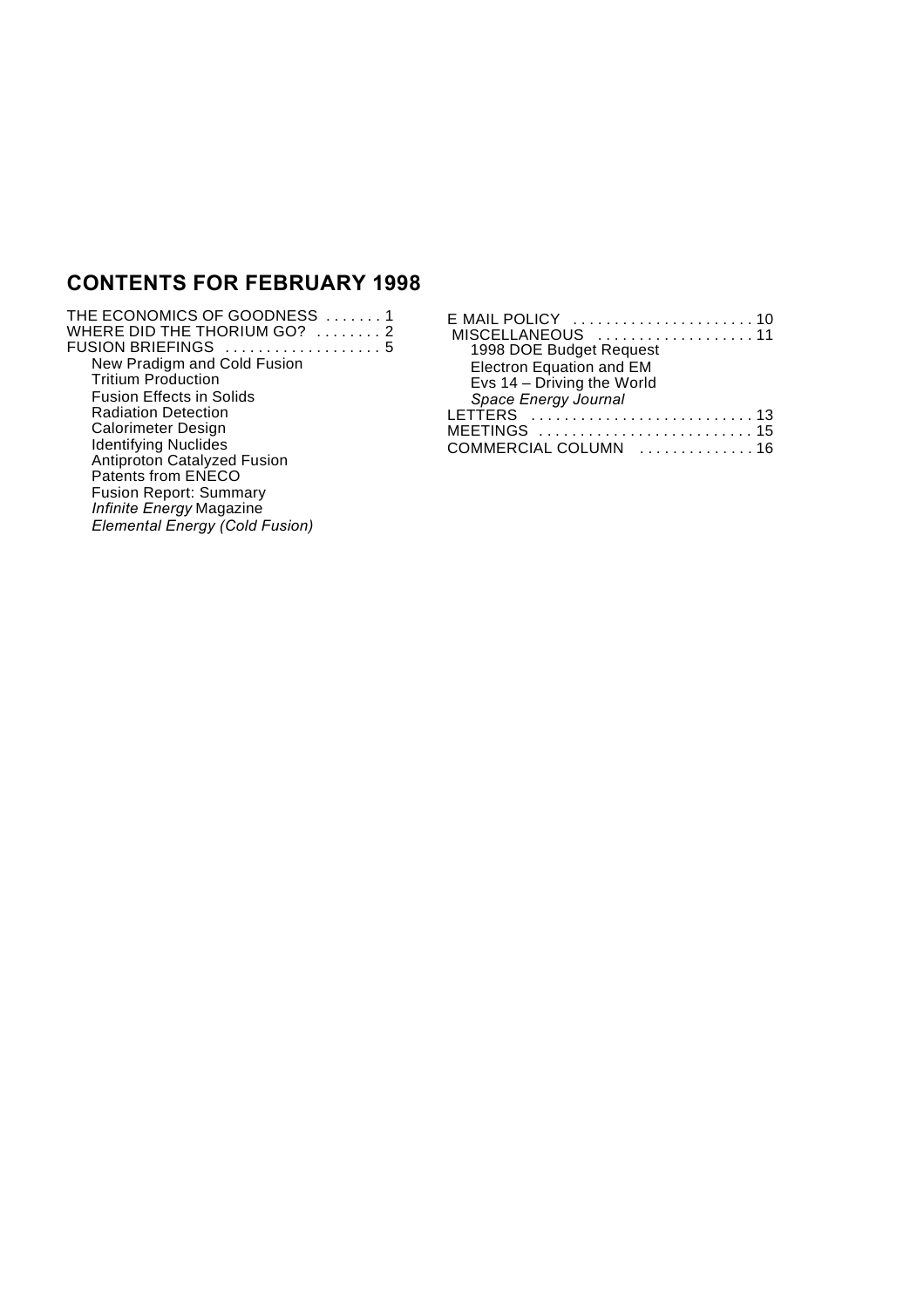## CONTENTS FOR FEBRUARY 1998

THE ECONOMICS OF GOODNESS . . . . . . . 1
WHERE DID THE THORIUM GO? . . . . . . . . 2
FUSION BRIEFINGS . . . . . . . . . . . . . . . . . . . 5
- New Pradigm and Cold Fusion
- Tritium Production
- Fusion Effects in Solids
- Radiation Detection
- Calorimeter Design
- Identifying Nuclides
- Antiproton Catalyzed Fusion
- Patents from ENECO
- Fusion Report: Summary
- *Infinite Energy* Magazine
- *Elemental Energy (Cold Fusion)*

E MAIL POLICY . . . . . . . . . . . . . . . . . . . . . . 10
MISCELLANEOUS . . . . . . . . . . . . . . . . . . . 11
- 1998 DOE Budget Request
- Electron Equation and EM
- Evs 14 – Driving the World
- *Space Energy Journal*

LETTERS . . . . . . . . . . . . . . . . . . . . . . . . . . . 13
MEETINGS . . . . . . . . . . . . . . . . . . . . . . . . . . 15
COMMERCIAL COLUMN . . . . . . . . . . . . . . 16